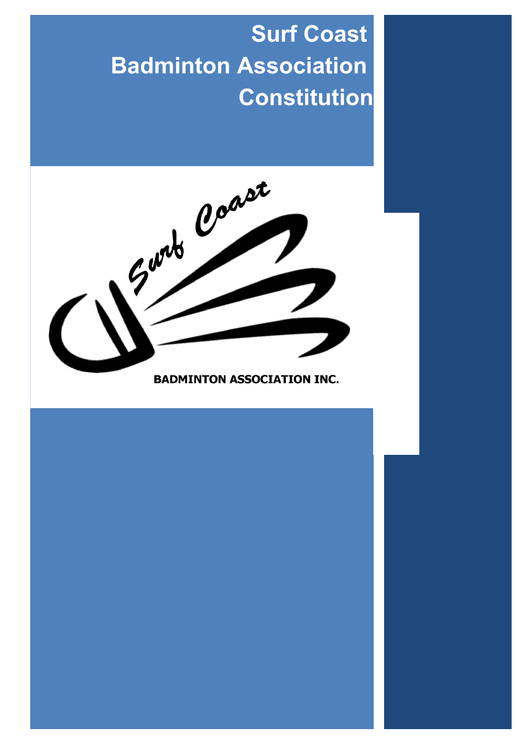# Surf Coast Badminton Association Constitution

Surf Coast

BADMINTON ASSOCIATION INC.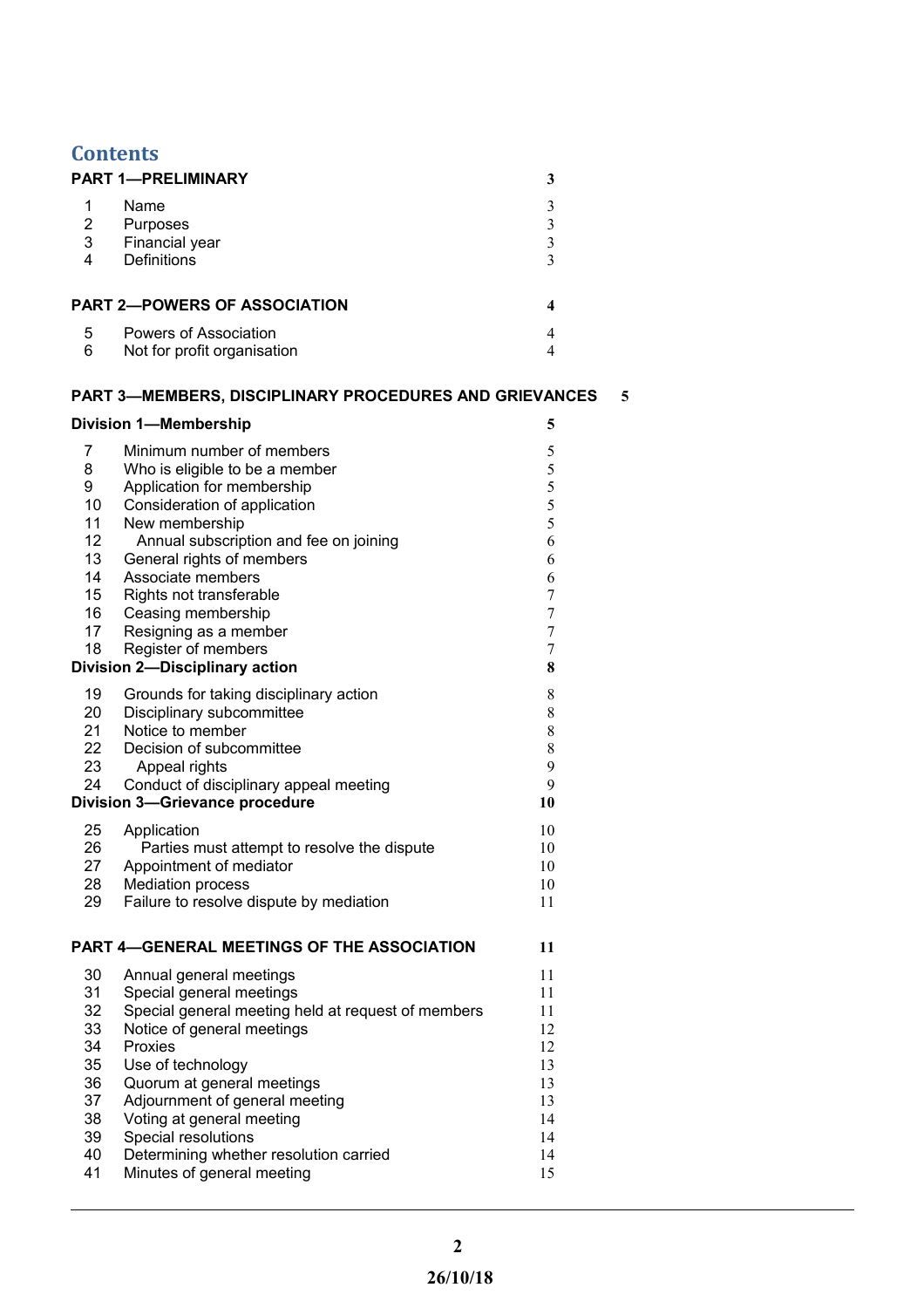## Contents

| | | |
|---|---|---|
| **PART 1—PRELIMINARY** | | **3** |
| 1 | Name | 3 |
| 2 | Purposes | 3 |
| 3 | Financial year | 3 |
| 4 | Definitions | 3 |
| **PART 2—POWERS OF ASSOCIATION** | | **4** |
| 5 | Powers of Association | 4 |
| 6 | Not for profit organisation | 4 |
| **PART 3—MEMBERS, DISCIPLINARY PROCEDURES AND GRIEVANCES** | | **5** |
| **Division 1—Membership** | | **5** |
| 7 | Minimum number of members | 5 |
| 8 | Who is eligible to be a member | 5 |
| 9 | Application for membership | 5 |
| 10 | Consideration of application | 5 |
| 11 | New membership | 5 |
| 12 | Annual subscription and fee on joining | 6 |
| 13 | General rights of members | 6 |
| 14 | Associate members | 6 |
| 15 | Rights not transferable | 7 |
| 16 | Ceasing membership | 7 |
| 17 | Resigning as a member | 7 |
| 18 | Register of members | 7 |
| **Division 2—Disciplinary action** | | **8** |
| 19 | Grounds for taking disciplinary action | 8 |
| 20 | Disciplinary subcommittee | 8 |
| 21 | Notice to member | 8 |
| 22 | Decision of subcommittee | 8 |
| 23 | Appeal rights | 9 |
| 24 | Conduct of disciplinary appeal meeting | 9 |
| **Division 3—Grievance procedure** | | **10** |
| 25 | Application | 10 |
| 26 | Parties must attempt to resolve the dispute | 10 |
| 27 | Appointment of mediator | 10 |
| 28 | Mediation process | 10 |
| 29 | Failure to resolve dispute by mediation | 11 |
| **PART 4—GENERAL MEETINGS OF THE ASSOCIATION** | | **11** |
| 30 | Annual general meetings | 11 |
| 31 | Special general meetings | 11 |
| 32 | Special general meeting held at request of members | 11 |
| 33 | Notice of general meetings | 12 |
| 34 | Proxies | 12 |
| 35 | Use of technology | 13 |
| 36 | Quorum at general meetings | 13 |
| 37 | Adjournment of general meeting | 13 |
| 38 | Voting at general meeting | 14 |
| 39 | Special resolutions | 14 |
| 40 | Determining whether resolution carried | 14 |
| 41 | Minutes of general meeting | 15 |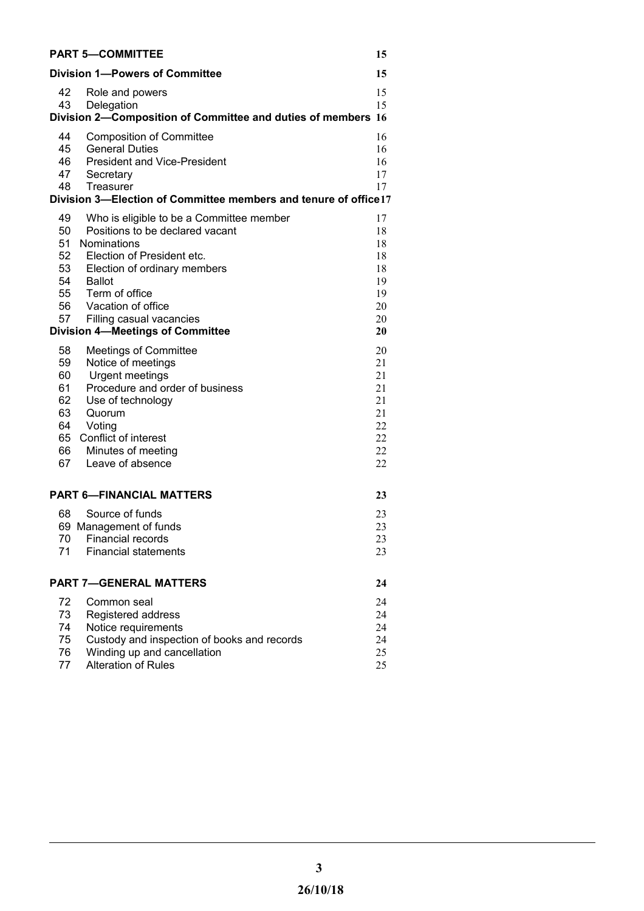**PART 5—COMMITTEE** 15

**Division 1—Powers of Committee** 15

42 Role and powers 15
43 Delegation 15

**Division 2—Composition of Committee and duties of members** 16

44 Composition of Committee 16
45 General Duties 16
46 President and Vice-President 16
47 Secretary 17
48 Treasurer 17

**Division 3—Election of Committee members and tenure of office** 17

49 Who is eligible to be a Committee member 17
50 Positions to be declared vacant 18
51 Nominations 18
52 Election of President etc. 18
53 Election of ordinary members 18
54 Ballot 19
55 Term of office 19
56 Vacation of office 20
57 Filling casual vacancies 20

**Division 4—Meetings of Committee** 20

58 Meetings of Committee 20
59 Notice of meetings 21
60 Urgent meetings 21
61 Procedure and order of business 21
62 Use of technology 21
63 Quorum 21
64 Voting 22
65 Conflict of interest 22
66 Minutes of meeting 22
67 Leave of absence 22

**PART 6—FINANCIAL MATTERS** 23

68 Source of funds 23
69 Management of funds 23
70 Financial records 23
71 Financial statements 23

**PART 7—GENERAL MATTERS** 24

72 Common seal 24
73 Registered address 24
74 Notice requirements 24
75 Custody and inspection of books and records 24
76 Winding up and cancellation 25
77 Alteration of Rules 25

26/10/18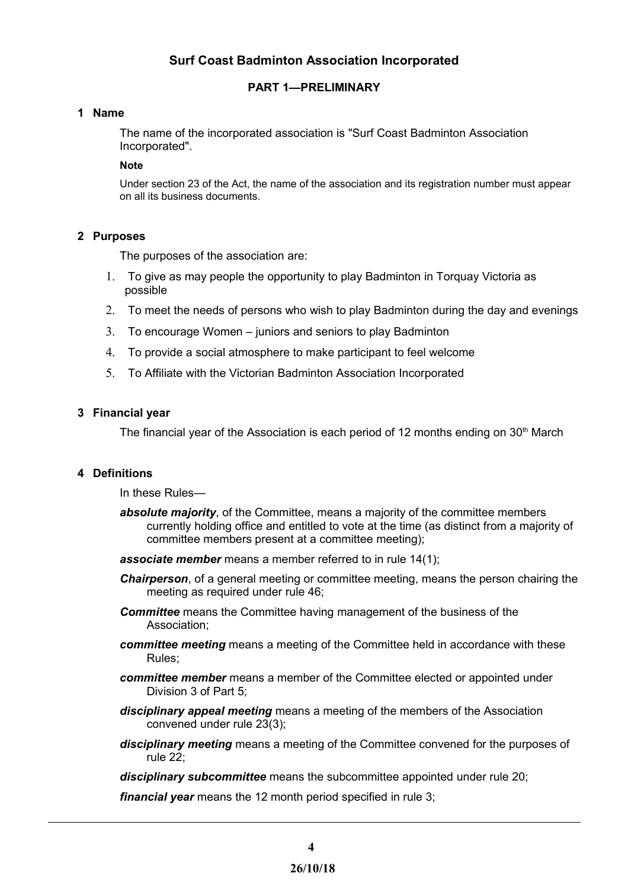# Surf Coast Badminton Association Incorporated

## PART 1—PRELIMINARY

### 1 Name

The name of the incorporated association is "Surf Coast Badminton Association Incorporated".

**Note**

Under section 23 of the Act, the name of the association and its registration number must appear on all its business documents.

### 2 Purposes

The purposes of the association are:

1. To give as may people the opportunity to play Badminton in Torquay Victoria as possible
2. To meet the needs of persons who wish to play Badminton during the day and evenings
3. To encourage Women – juniors and seniors to play Badminton
4. To provide a social atmosphere to make participant to feel welcome
5. To Affiliate with the Victorian Badminton Association Incorporated

### 3 Financial year

The financial year of the Association is each period of 12 months ending on 30th March

### 4 Definitions

In these Rules—

***absolute majority***, of the Committee, means a majority of the committee members currently holding office and entitled to vote at the time (as distinct from a majority of committee members present at a committee meeting);

***associate member*** means a member referred to in rule 14(1);

***Chairperson***, of a general meeting or committee meeting, means the person chairing the meeting as required under rule 46;

***Committee*** means the Committee having management of the business of the Association;

***committee meeting*** means a meeting of the Committee held in accordance with these Rules;

***committee member*** means a member of the Committee elected or appointed under Division 3 of Part 5;

***disciplinary appeal meeting*** means a meeting of the members of the Association convened under rule 23(3);

***disciplinary meeting*** means a meeting of the Committee convened for the purposes of rule 22;

***disciplinary subcommittee*** means the subcommittee appointed under rule 20;

***financial year*** means the 12 month period specified in rule 3;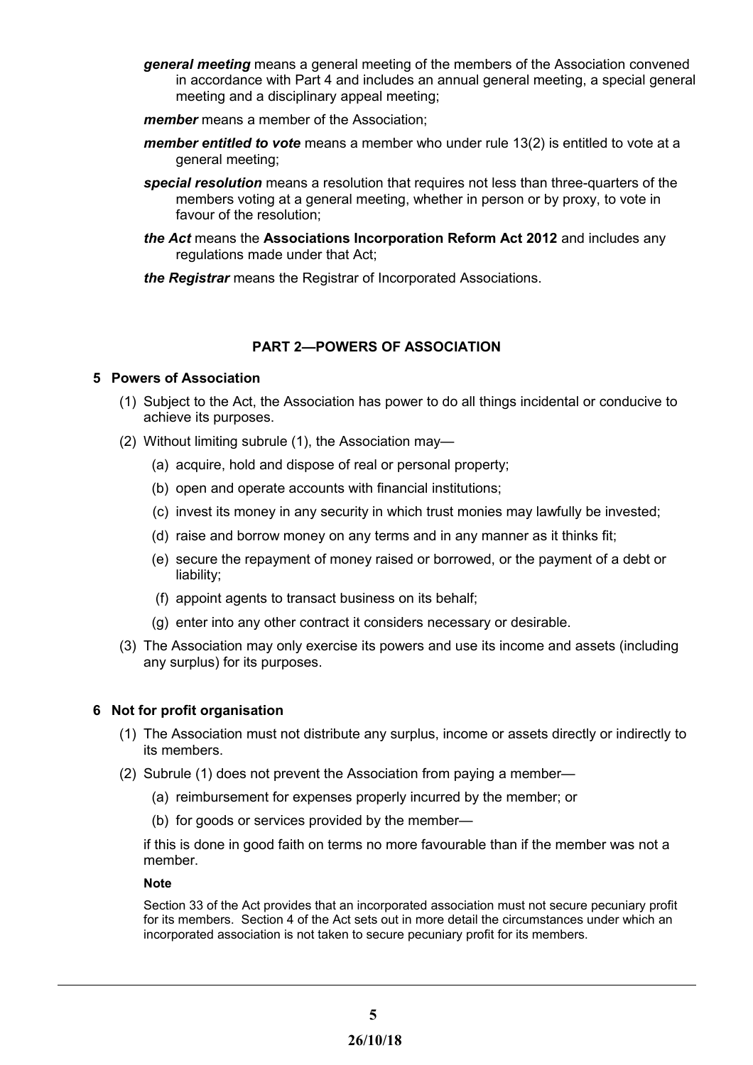***general meeting*** means a general meeting of the members of the Association convened in accordance with Part 4 and includes an annual general meeting, a special general meeting and a disciplinary appeal meeting;

***member*** means a member of the Association;

***member entitled to vote*** means a member who under rule 13(2) is entitled to vote at a general meeting;

***special resolution*** means a resolution that requires not less than three-quarters of the members voting at a general meeting, whether in person or by proxy, to vote in favour of the resolution;

***the Act*** means the **Associations Incorporation Reform Act 2012** and includes any regulations made under that Act;

***the Registrar*** means the Registrar of Incorporated Associations.

## PART 2—POWERS OF ASSOCIATION

### 5 Powers of Association

(1) Subject to the Act, the Association has power to do all things incidental or conducive to achieve its purposes.

(2) Without limiting subrule (1), the Association may—

(a) acquire, hold and dispose of real or personal property;

(b) open and operate accounts with financial institutions;

(c) invest its money in any security in which trust monies may lawfully be invested;

(d) raise and borrow money on any terms and in any manner as it thinks fit;

(e) secure the repayment of money raised or borrowed, or the payment of a debt or liability;

(f) appoint agents to transact business on its behalf;

(g) enter into any other contract it considers necessary or desirable.

(3) The Association may only exercise its powers and use its income and assets (including any surplus) for its purposes.

### 6 Not for profit organisation

(1) The Association must not distribute any surplus, income or assets directly or indirectly to its members.

(2) Subrule (1) does not prevent the Association from paying a member—

(a) reimbursement for expenses properly incurred by the member; or

(b) for goods or services provided by the member—

if this is done in good faith on terms no more favourable than if the member was not a member.

**Note**

Section 33 of the Act provides that an incorporated association must not secure pecuniary profit for its members. Section 4 of the Act sets out in more detail the circumstances under which an incorporated association is not taken to secure pecuniary profit for its members.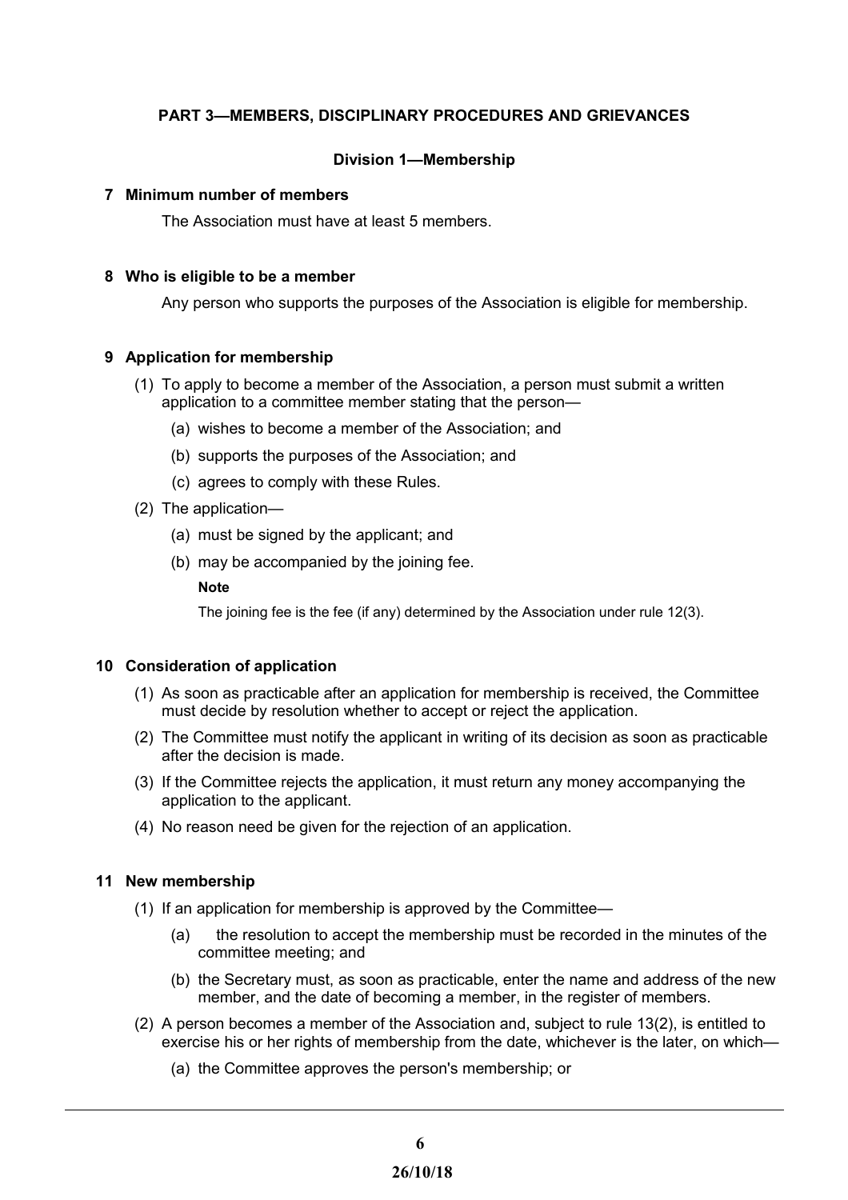## PART 3—MEMBERS, DISCIPLINARY PROCEDURES AND GRIEVANCES

### Division 1—Membership

**7 Minimum number of members**

The Association must have at least 5 members.

**8 Who is eligible to be a member**

Any person who supports the purposes of the Association is eligible for membership.

**9 Application for membership**

(1) To apply to become a member of the Association, a person must submit a written application to a committee member stating that the person—

(a) wishes to become a member of the Association; and

(b) supports the purposes of the Association; and

(c) agrees to comply with these Rules.

(2) The application—

(a) must be signed by the applicant; and

(b) may be accompanied by the joining fee.

**Note**

The joining fee is the fee (if any) determined by the Association under rule 12(3).

**10 Consideration of application**

(1) As soon as practicable after an application for membership is received, the Committee must decide by resolution whether to accept or reject the application.

(2) The Committee must notify the applicant in writing of its decision as soon as practicable after the decision is made.

(3) If the Committee rejects the application, it must return any money accompanying the application to the applicant.

(4) No reason need be given for the rejection of an application.

**11 New membership**

(1) If an application for membership is approved by the Committee—

(a) the resolution to accept the membership must be recorded in the minutes of the committee meeting; and

(b) the Secretary must, as soon as practicable, enter the name and address of the new member, and the date of becoming a member, in the register of members.

(2) A person becomes a member of the Association and, subject to rule 13(2), is entitled to exercise his or her rights of membership from the date, whichever is the later, on which—

(a) the Committee approves the person's membership; or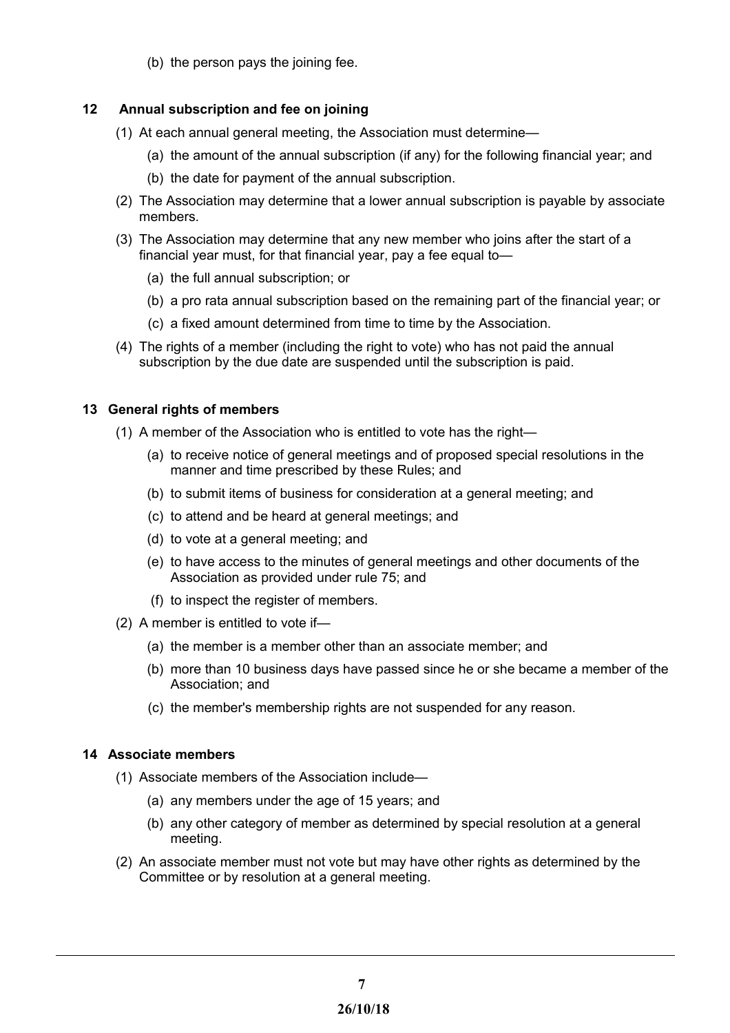(b) the person pays the joining fee.

## 12 Annual subscription and fee on joining

(1) At each annual general meeting, the Association must determine—

(a) the amount of the annual subscription (if any) for the following financial year; and

(b) the date for payment of the annual subscription.

(2) The Association may determine that a lower annual subscription is payable by associate members.

(3) The Association may determine that any new member who joins after the start of a financial year must, for that financial year, pay a fee equal to—

(a) the full annual subscription; or

(b) a pro rata annual subscription based on the remaining part of the financial year; or

(c) a fixed amount determined from time to time by the Association.

(4) The rights of a member (including the right to vote) who has not paid the annual subscription by the due date are suspended until the subscription is paid.

## 13 General rights of members

(1) A member of the Association who is entitled to vote has the right—

(a) to receive notice of general meetings and of proposed special resolutions in the manner and time prescribed by these Rules; and

(b) to submit items of business for consideration at a general meeting; and

(c) to attend and be heard at general meetings; and

(d) to vote at a general meeting; and

(e) to have access to the minutes of general meetings and other documents of the Association as provided under rule 75; and

(f) to inspect the register of members.

(2) A member is entitled to vote if—

(a) the member is a member other than an associate member; and

(b) more than 10 business days have passed since he or she became a member of the Association; and

(c) the member's membership rights are not suspended for any reason.

## 14 Associate members

(1) Associate members of the Association include—

(a) any members under the age of 15 years; and

(b) any other category of member as determined by special resolution at a general meeting.

(2) An associate member must not vote but may have other rights as determined by the Committee or by resolution at a general meeting.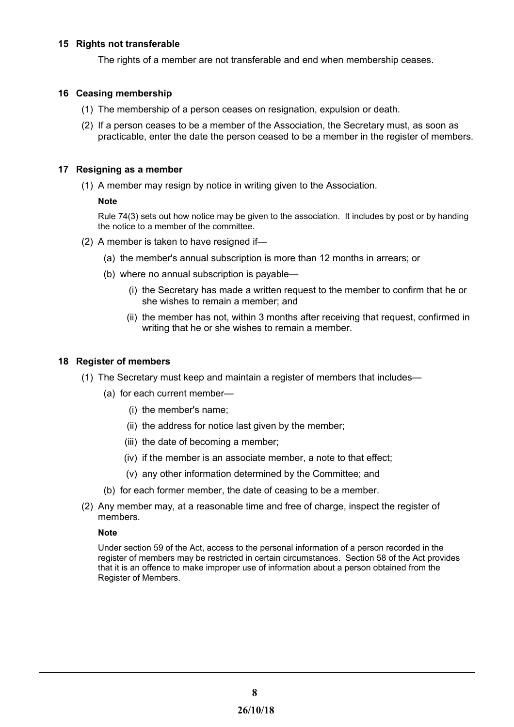### 15 Rights not transferable

The rights of a member are not transferable and end when membership ceases.

### 16 Ceasing membership

(1) The membership of a person ceases on resignation, expulsion or death.

(2) If a person ceases to be a member of the Association, the Secretary must, as soon as practicable, enter the date the person ceased to be a member in the register of members.

### 17 Resigning as a member

(1) A member may resign by notice in writing given to the Association.

**Note**

Rule 74(3) sets out how notice may be given to the association. It includes by post or by handing the notice to a member of the committee.

(2) A member is taken to have resigned if—

(a) the member's annual subscription is more than 12 months in arrears; or

(b) where no annual subscription is payable—

(i) the Secretary has made a written request to the member to confirm that he or she wishes to remain a member; and

(ii) the member has not, within 3 months after receiving that request, confirmed in writing that he or she wishes to remain a member.

### 18 Register of members

(1) The Secretary must keep and maintain a register of members that includes—

(a) for each current member—

(i) the member's name;

(ii) the address for notice last given by the member;

(iii) the date of becoming a member;

(iv) if the member is an associate member, a note to that effect;

(v) any other information determined by the Committee; and

(b) for each former member, the date of ceasing to be a member.

(2) Any member may, at a reasonable time and free of charge, inspect the register of members.

**Note**

Under section 59 of the Act, access to the personal information of a person recorded in the register of members may be restricted in certain circumstances. Section 58 of the Act provides that it is an offence to make improper use of information about a person obtained from the Register of Members.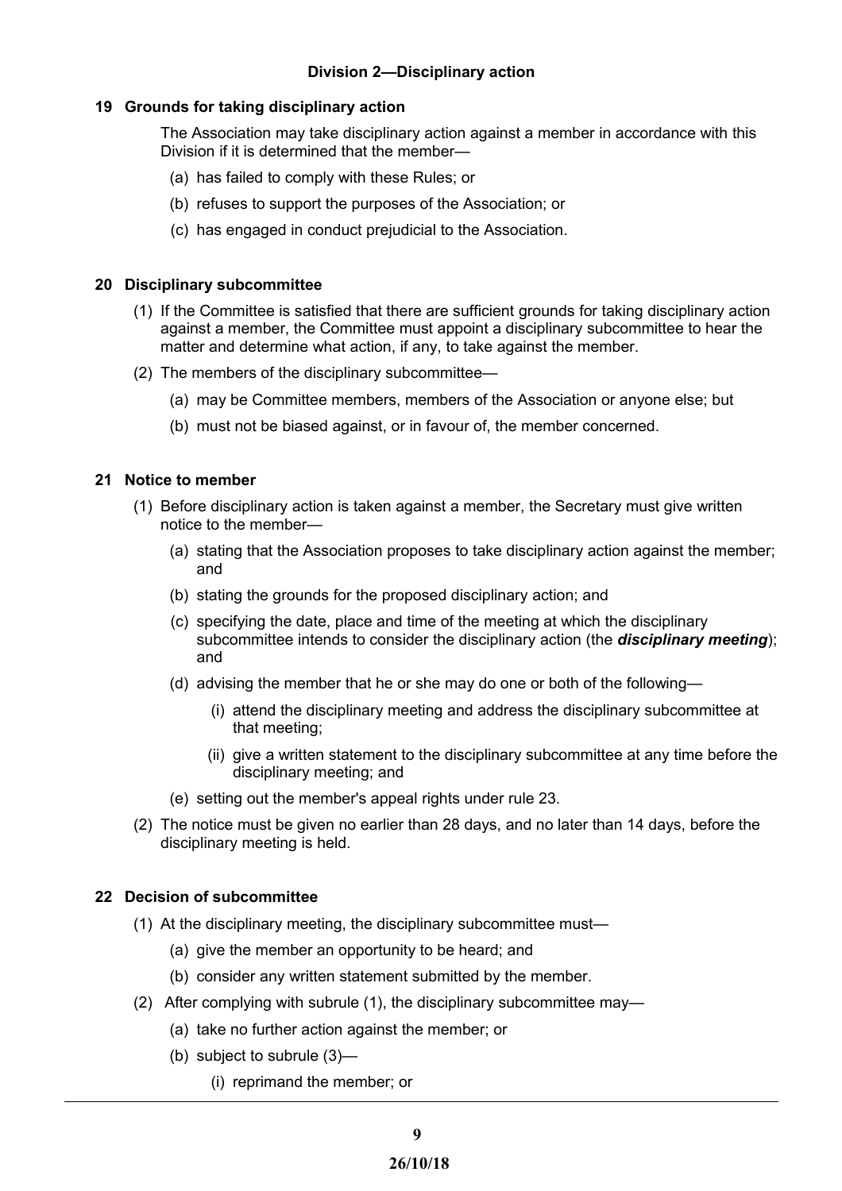### Division 2—Disciplinary action

#### 19 Grounds for taking disciplinary action

The Association may take disciplinary action against a member in accordance with this Division if it is determined that the member—

(a) has failed to comply with these Rules; or

(b) refuses to support the purposes of the Association; or

(c) has engaged in conduct prejudicial to the Association.

#### 20 Disciplinary subcommittee

(1) If the Committee is satisfied that there are sufficient grounds for taking disciplinary action against a member, the Committee must appoint a disciplinary subcommittee to hear the matter and determine what action, if any, to take against the member.

(2) The members of the disciplinary subcommittee—

(a) may be Committee members, members of the Association or anyone else; but

(b) must not be biased against, or in favour of, the member concerned.

#### 21 Notice to member

(1) Before disciplinary action is taken against a member, the Secretary must give written notice to the member—

(a) stating that the Association proposes to take disciplinary action against the member; and

(b) stating the grounds for the proposed disciplinary action; and

(c) specifying the date, place and time of the meeting at which the disciplinary subcommittee intends to consider the disciplinary action (the ***disciplinary meeting***); and

(d) advising the member that he or she may do one or both of the following—

(i) attend the disciplinary meeting and address the disciplinary subcommittee at that meeting;

(ii) give a written statement to the disciplinary subcommittee at any time before the disciplinary meeting; and

(e) setting out the member's appeal rights under rule 23.

(2) The notice must be given no earlier than 28 days, and no later than 14 days, before the disciplinary meeting is held.

#### 22 Decision of subcommittee

(1) At the disciplinary meeting, the disciplinary subcommittee must—

(a) give the member an opportunity to be heard; and

(b) consider any written statement submitted by the member.

(2) After complying with subrule (1), the disciplinary subcommittee may—

(a) take no further action against the member; or

(b) subject to subrule (3)—

(i) reprimand the member; or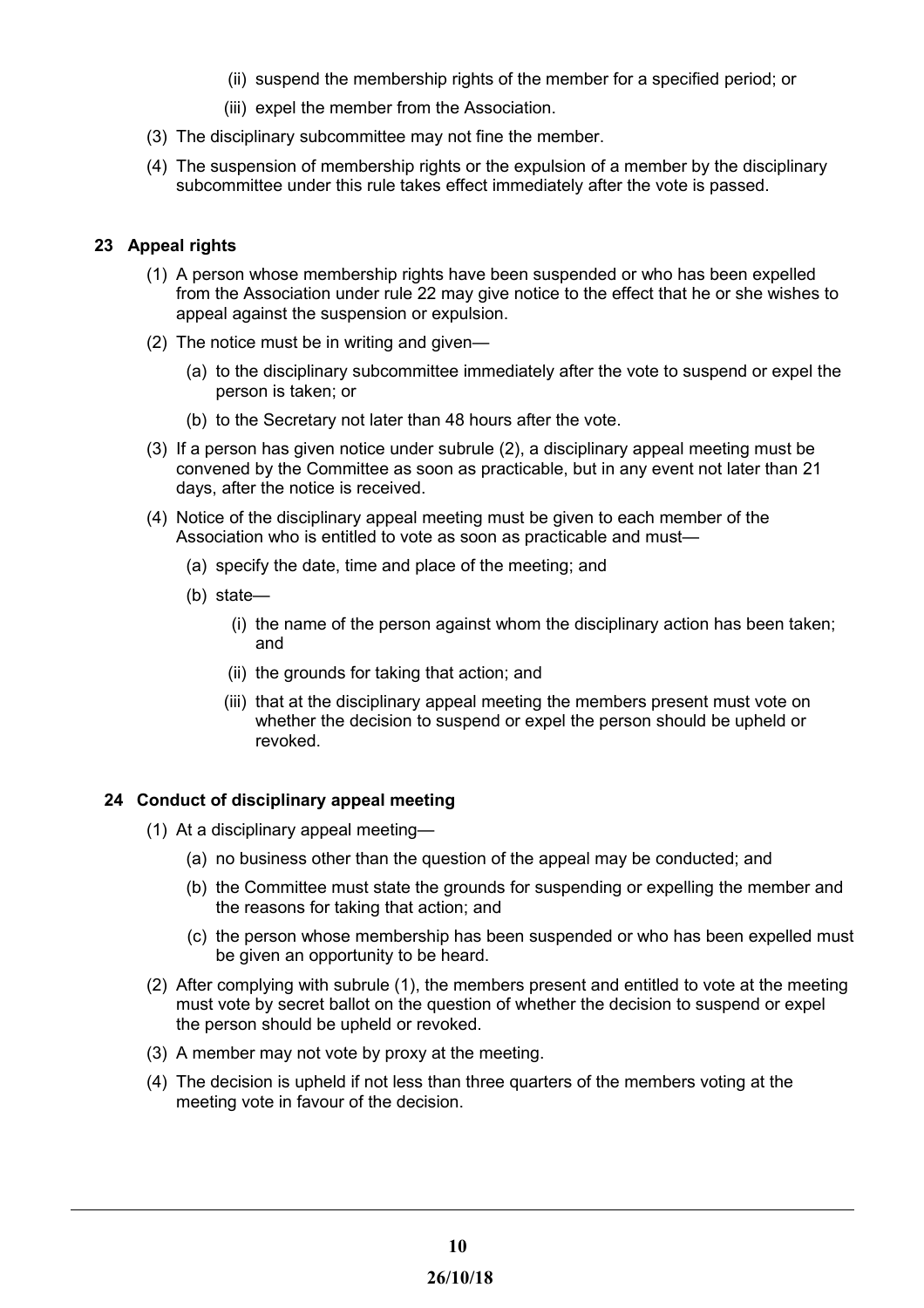(ii) suspend the membership rights of the member for a specified period; or

(iii) expel the member from the Association.

(3) The disciplinary subcommittee may not fine the member.

(4) The suspension of membership rights or the expulsion of a member by the disciplinary subcommittee under this rule takes effect immediately after the vote is passed.

### 23 Appeal rights

(1) A person whose membership rights have been suspended or who has been expelled from the Association under rule 22 may give notice to the effect that he or she wishes to appeal against the suspension or expulsion.

(2) The notice must be in writing and given—

(a) to the disciplinary subcommittee immediately after the vote to suspend or expel the person is taken; or

(b) to the Secretary not later than 48 hours after the vote.

(3) If a person has given notice under subrule (2), a disciplinary appeal meeting must be convened by the Committee as soon as practicable, but in any event not later than 21 days, after the notice is received.

(4) Notice of the disciplinary appeal meeting must be given to each member of the Association who is entitled to vote as soon as practicable and must—

(a) specify the date, time and place of the meeting; and

(b) state—

(i) the name of the person against whom the disciplinary action has been taken; and

(ii) the grounds for taking that action; and

(iii) that at the disciplinary appeal meeting the members present must vote on whether the decision to suspend or expel the person should be upheld or revoked.

### 24 Conduct of disciplinary appeal meeting

(1) At a disciplinary appeal meeting—

(a) no business other than the question of the appeal may be conducted; and

(b) the Committee must state the grounds for suspending or expelling the member and the reasons for taking that action; and

(c) the person whose membership has been suspended or who has been expelled must be given an opportunity to be heard.

(2) After complying with subrule (1), the members present and entitled to vote at the meeting must vote by secret ballot on the question of whether the decision to suspend or expel the person should be upheld or revoked.

(3) A member may not vote by proxy at the meeting.

(4) The decision is upheld if not less than three quarters of the members voting at the meeting vote in favour of the decision.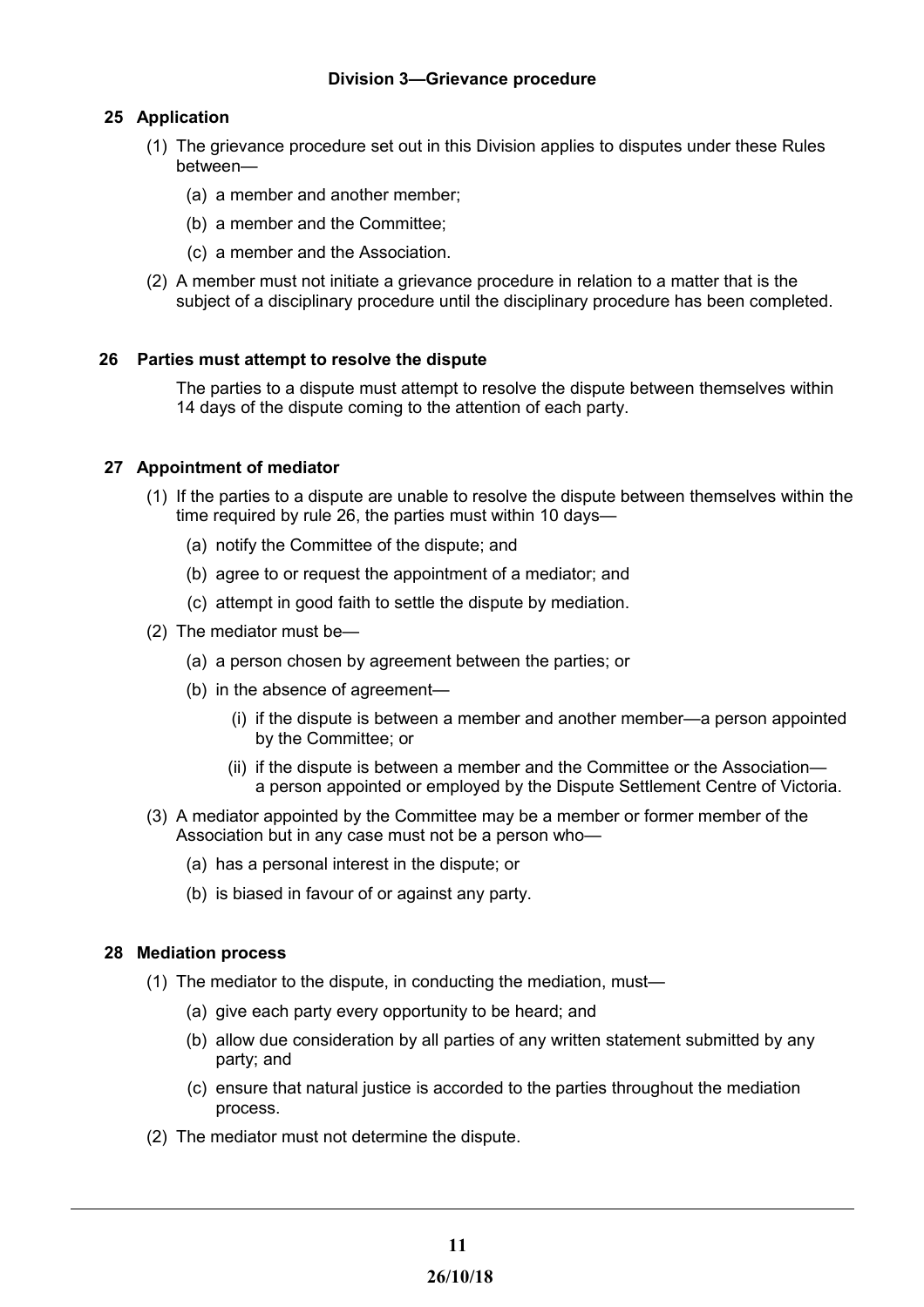## Division 3—Grievance procedure

### 25 Application

(1) The grievance procedure set out in this Division applies to disputes under these Rules between—

   (a) a member and another member;

   (b) a member and the Committee;

   (c) a member and the Association.

(2) A member must not initiate a grievance procedure in relation to a matter that is the subject of a disciplinary procedure until the disciplinary procedure has been completed.

### 26 Parties must attempt to resolve the dispute

The parties to a dispute must attempt to resolve the dispute between themselves within 14 days of the dispute coming to the attention of each party.

### 27 Appointment of mediator

(1) If the parties to a dispute are unable to resolve the dispute between themselves within the time required by rule 26, the parties must within 10 days—

   (a) notify the Committee of the dispute; and

   (b) agree to or request the appointment of a mediator; and

   (c) attempt in good faith to settle the dispute by mediation.

(2) The mediator must be—

   (a) a person chosen by agreement between the parties; or

   (b) in the absence of agreement—

      (i) if the dispute is between a member and another member—a person appointed by the Committee; or

      (ii) if the dispute is between a member and the Committee or the Association—a person appointed or employed by the Dispute Settlement Centre of Victoria.

(3) A mediator appointed by the Committee may be a member or former member of the Association but in any case must not be a person who—

   (a) has a personal interest in the dispute; or

   (b) is biased in favour of or against any party.

### 28 Mediation process

(1) The mediator to the dispute, in conducting the mediation, must—

   (a) give each party every opportunity to be heard; and

   (b) allow due consideration by all parties of any written statement submitted by any party; and

   (c) ensure that natural justice is accorded to the parties throughout the mediation process.

(2) The mediator must not determine the dispute.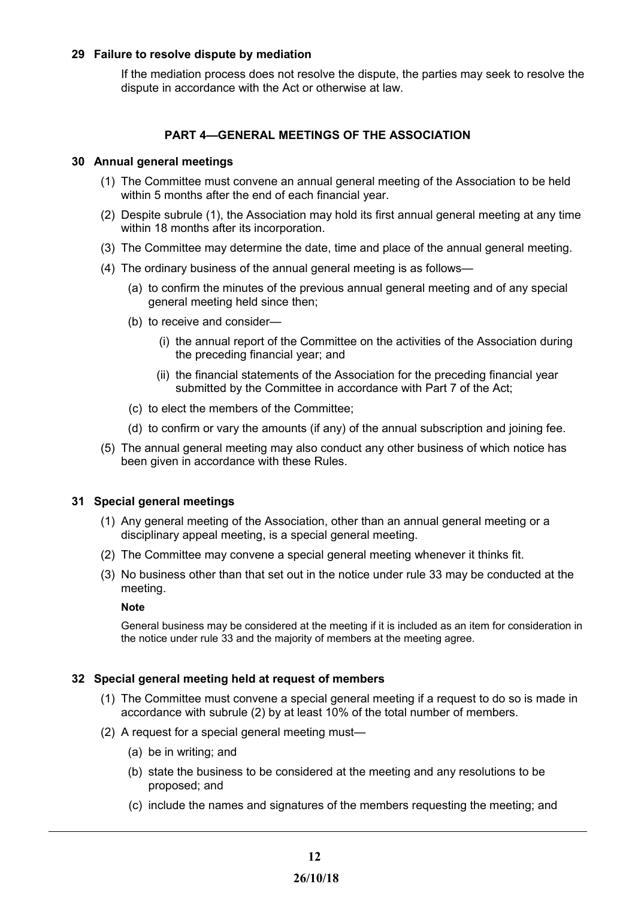### 29 Failure to resolve dispute by mediation

If the mediation process does not resolve the dispute, the parties may seek to resolve the dispute in accordance with the Act or otherwise at law.

## PART 4—GENERAL MEETINGS OF THE ASSOCIATION

### 30 Annual general meetings

(1) The Committee must convene an annual general meeting of the Association to be held within 5 months after the end of each financial year.

(2) Despite subrule (1), the Association may hold its first annual general meeting at any time within 18 months after its incorporation.

(3) The Committee may determine the date, time and place of the annual general meeting.

(4) The ordinary business of the annual general meeting is as follows—

- (a) to confirm the minutes of the previous annual general meeting and of any special general meeting held since then;
- (b) to receive and consider—
  - (i) the annual report of the Committee on the activities of the Association during the preceding financial year; and
  - (ii) the financial statements of the Association for the preceding financial year submitted by the Committee in accordance with Part 7 of the Act;
- (c) to elect the members of the Committee;
- (d) to confirm or vary the amounts (if any) of the annual subscription and joining fee.

(5) The annual general meeting may also conduct any other business of which notice has been given in accordance with these Rules.

### 31 Special general meetings

(1) Any general meeting of the Association, other than an annual general meeting or a disciplinary appeal meeting, is a special general meeting.

(2) The Committee may convene a special general meeting whenever it thinks fit.

(3) No business other than that set out in the notice under rule 33 may be conducted at the meeting.

**Note**

General business may be considered at the meeting if it is included as an item for consideration in the notice under rule 33 and the majority of members at the meeting agree.

### 32 Special general meeting held at request of members

(1) The Committee must convene a special general meeting if a request to do so is made in accordance with subrule (2) by at least 10% of the total number of members.

(2) A request for a special general meeting must—

- (a) be in writing; and
- (b) state the business to be considered at the meeting and any resolutions to be proposed; and
- (c) include the names and signatures of the members requesting the meeting; and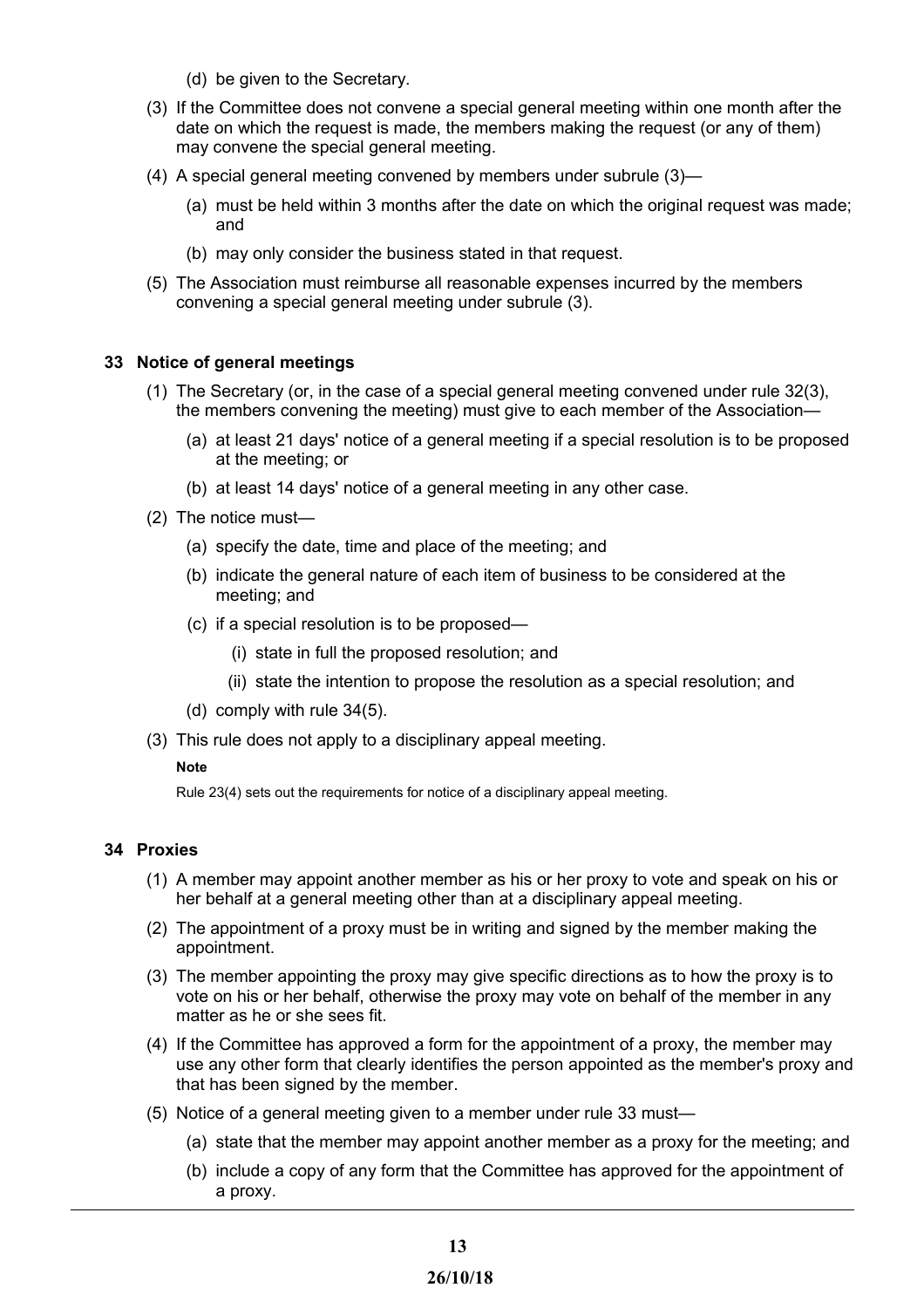(d) be given to the Secretary.

(3) If the Committee does not convene a special general meeting within one month after the date on which the request is made, the members making the request (or any of them) may convene the special general meeting.

(4) A special general meeting convened by members under subrule (3)—

(a) must be held within 3 months after the date on which the original request was made; and

(b) may only consider the business stated in that request.

(5) The Association must reimburse all reasonable expenses incurred by the members convening a special general meeting under subrule (3).

## 33 Notice of general meetings

(1) The Secretary (or, in the case of a special general meeting convened under rule 32(3), the members convening the meeting) must give to each member of the Association—

(a) at least 21 days' notice of a general meeting if a special resolution is to be proposed at the meeting; or

(b) at least 14 days' notice of a general meeting in any other case.

(2) The notice must—

(a) specify the date, time and place of the meeting; and

(b) indicate the general nature of each item of business to be considered at the meeting; and

(c) if a special resolution is to be proposed—

(i) state in full the proposed resolution; and

(ii) state the intention to propose the resolution as a special resolution; and

(d) comply with rule 34(5).

(3) This rule does not apply to a disciplinary appeal meeting.

**Note**

Rule 23(4) sets out the requirements for notice of a disciplinary appeal meeting.

## 34 Proxies

(1) A member may appoint another member as his or her proxy to vote and speak on his or her behalf at a general meeting other than at a disciplinary appeal meeting.

(2) The appointment of a proxy must be in writing and signed by the member making the appointment.

(3) The member appointing the proxy may give specific directions as to how the proxy is to vote on his or her behalf, otherwise the proxy may vote on behalf of the member in any matter as he or she sees fit.

(4) If the Committee has approved a form for the appointment of a proxy, the member may use any other form that clearly identifies the person appointed as the member's proxy and that has been signed by the member.

(5) Notice of a general meeting given to a member under rule 33 must—

(a) state that the member may appoint another member as a proxy for the meeting; and

(b) include a copy of any form that the Committee has approved for the appointment of a proxy.

26/10/18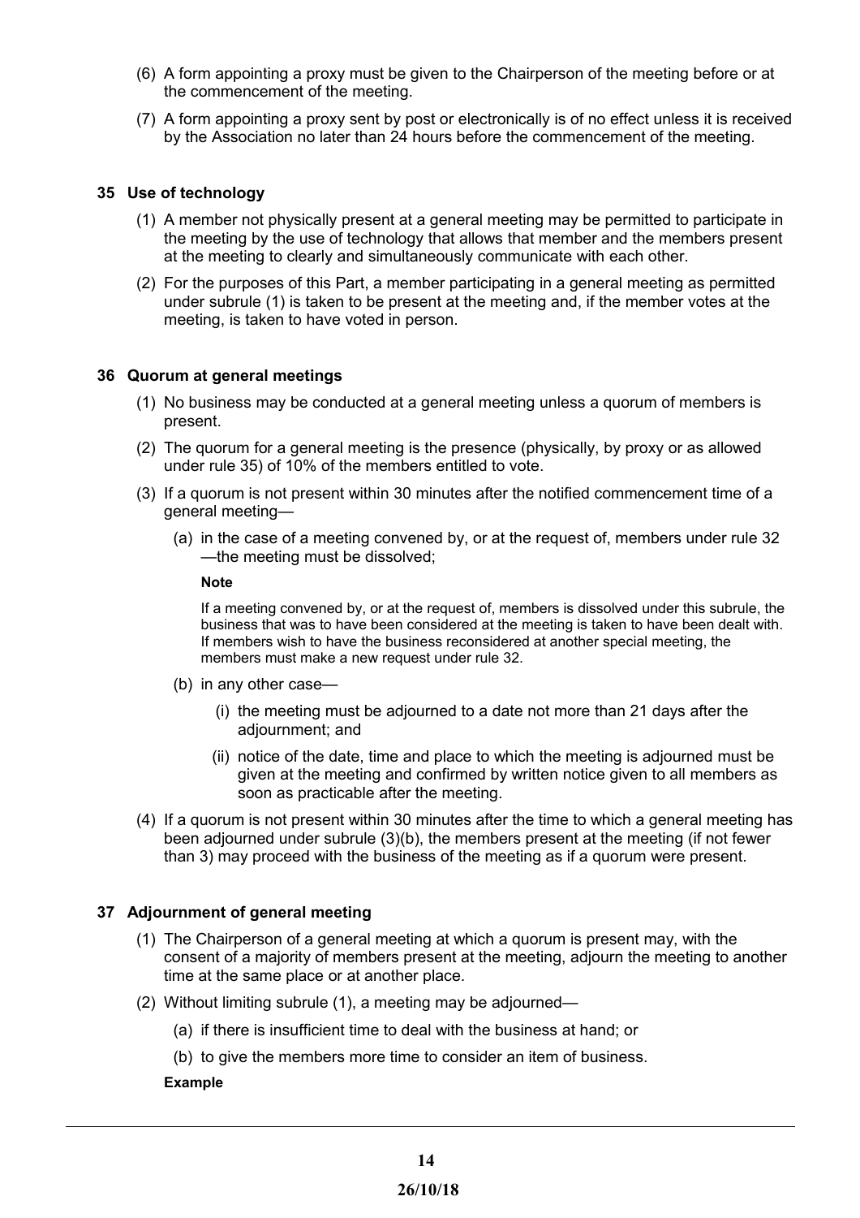(6) A form appointing a proxy must be given to the Chairperson of the meeting before or at the commencement of the meeting.

(7) A form appointing a proxy sent by post or electronically is of no effect unless it is received by the Association no later than 24 hours before the commencement of the meeting.

### 35 Use of technology

(1) A member not physically present at a general meeting may be permitted to participate in the meeting by the use of technology that allows that member and the members present at the meeting to clearly and simultaneously communicate with each other.

(2) For the purposes of this Part, a member participating in a general meeting as permitted under subrule (1) is taken to be present at the meeting and, if the member votes at the meeting, is taken to have voted in person.

### 36 Quorum at general meetings

(1) No business may be conducted at a general meeting unless a quorum of members is present.

(2) The quorum for a general meeting is the presence (physically, by proxy or as allowed under rule 35) of 10% of the members entitled to vote.

(3) If a quorum is not present within 30 minutes after the notified commencement time of a general meeting—

(a) in the case of a meeting convened by, or at the request of, members under rule 32—the meeting must be dissolved;

**Note**

If a meeting convened by, or at the request of, members is dissolved under this subrule, the business that was to have been considered at the meeting is taken to have been dealt with. If members wish to have the business reconsidered at another special meeting, the members must make a new request under rule 32.

(b) in any other case—

(i) the meeting must be adjourned to a date not more than 21 days after the adjournment; and

(ii) notice of the date, time and place to which the meeting is adjourned must be given at the meeting and confirmed by written notice given to all members as soon as practicable after the meeting.

(4) If a quorum is not present within 30 minutes after the time to which a general meeting has been adjourned under subrule (3)(b), the members present at the meeting (if not fewer than 3) may proceed with the business of the meeting as if a quorum were present.

### 37 Adjournment of general meeting

(1) The Chairperson of a general meeting at which a quorum is present may, with the consent of a majority of members present at the meeting, adjourn the meeting to another time at the same place or at another place.

(2) Without limiting subrule (1), a meeting may be adjourned—

(a) if there is insufficient time to deal with the business at hand; or

(b) to give the members more time to consider an item of business.

**Example**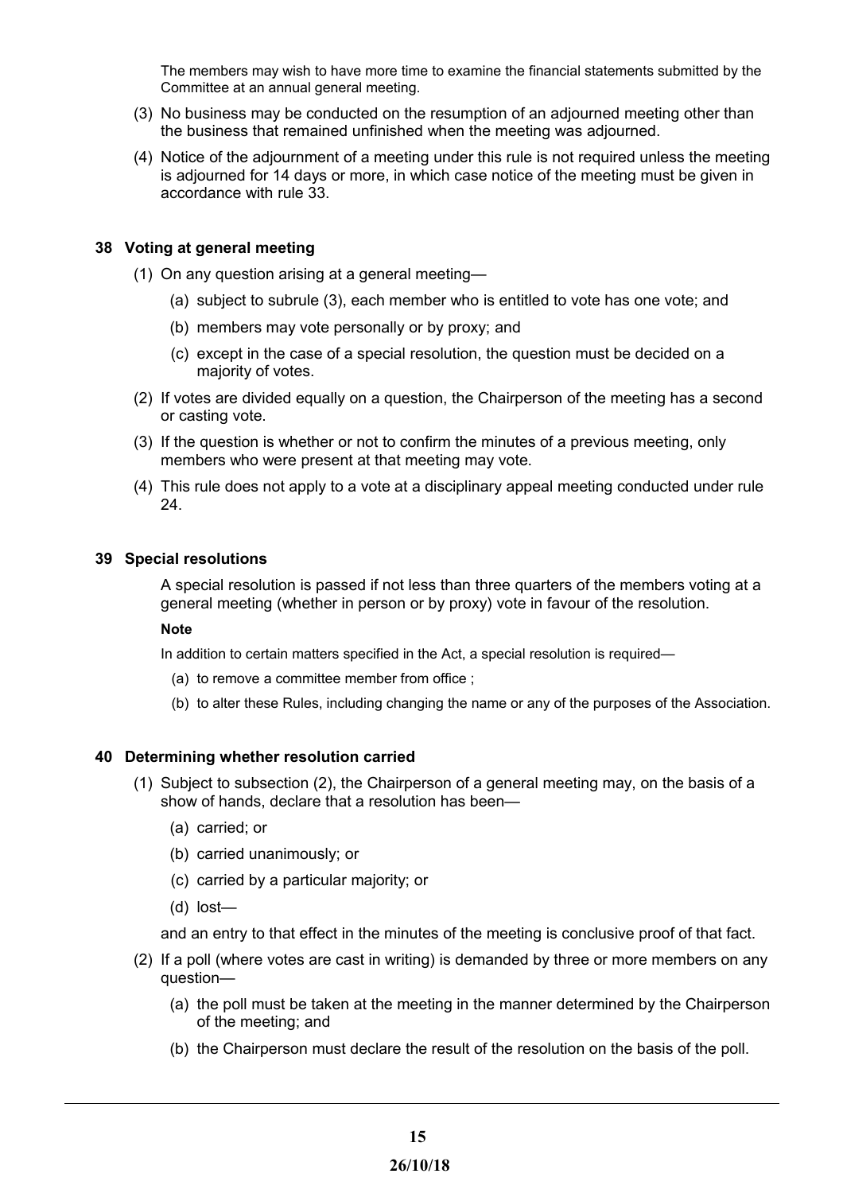The members may wish to have more time to examine the financial statements submitted by the Committee at an annual general meeting.

(3) No business may be conducted on the resumption of an adjourned meeting other than the business that remained unfinished when the meeting was adjourned.

(4) Notice of the adjournment of a meeting under this rule is not required unless the meeting is adjourned for 14 days or more, in which case notice of the meeting must be given in accordance with rule 33.

### 38 Voting at general meeting

(1) On any question arising at a general meeting—

- (a) subject to subrule (3), each member who is entitled to vote has one vote; and
- (b) members may vote personally or by proxy; and
- (c) except in the case of a special resolution, the question must be decided on a majority of votes.

(2) If votes are divided equally on a question, the Chairperson of the meeting has a second or casting vote.

(3) If the question is whether or not to confirm the minutes of a previous meeting, only members who were present at that meeting may vote.

(4) This rule does not apply to a vote at a disciplinary appeal meeting conducted under rule 24.

### 39 Special resolutions

A special resolution is passed if not less than three quarters of the members voting at a general meeting (whether in person or by proxy) vote in favour of the resolution.

**Note**

In addition to certain matters specified in the Act, a special resolution is required—

- (a) to remove a committee member from office ;
- (b) to alter these Rules, including changing the name or any of the purposes of the Association.

### 40 Determining whether resolution carried

(1) Subject to subsection (2), the Chairperson of a general meeting may, on the basis of a show of hands, declare that a resolution has been—

- (a) carried; or
- (b) carried unanimously; or
- (c) carried by a particular majority; or
- (d) lost—

and an entry to that effect in the minutes of the meeting is conclusive proof of that fact.

(2) If a poll (where votes are cast in writing) is demanded by three or more members on any question—

- (a) the poll must be taken at the meeting in the manner determined by the Chairperson of the meeting; and
- (b) the Chairperson must declare the result of the resolution on the basis of the poll.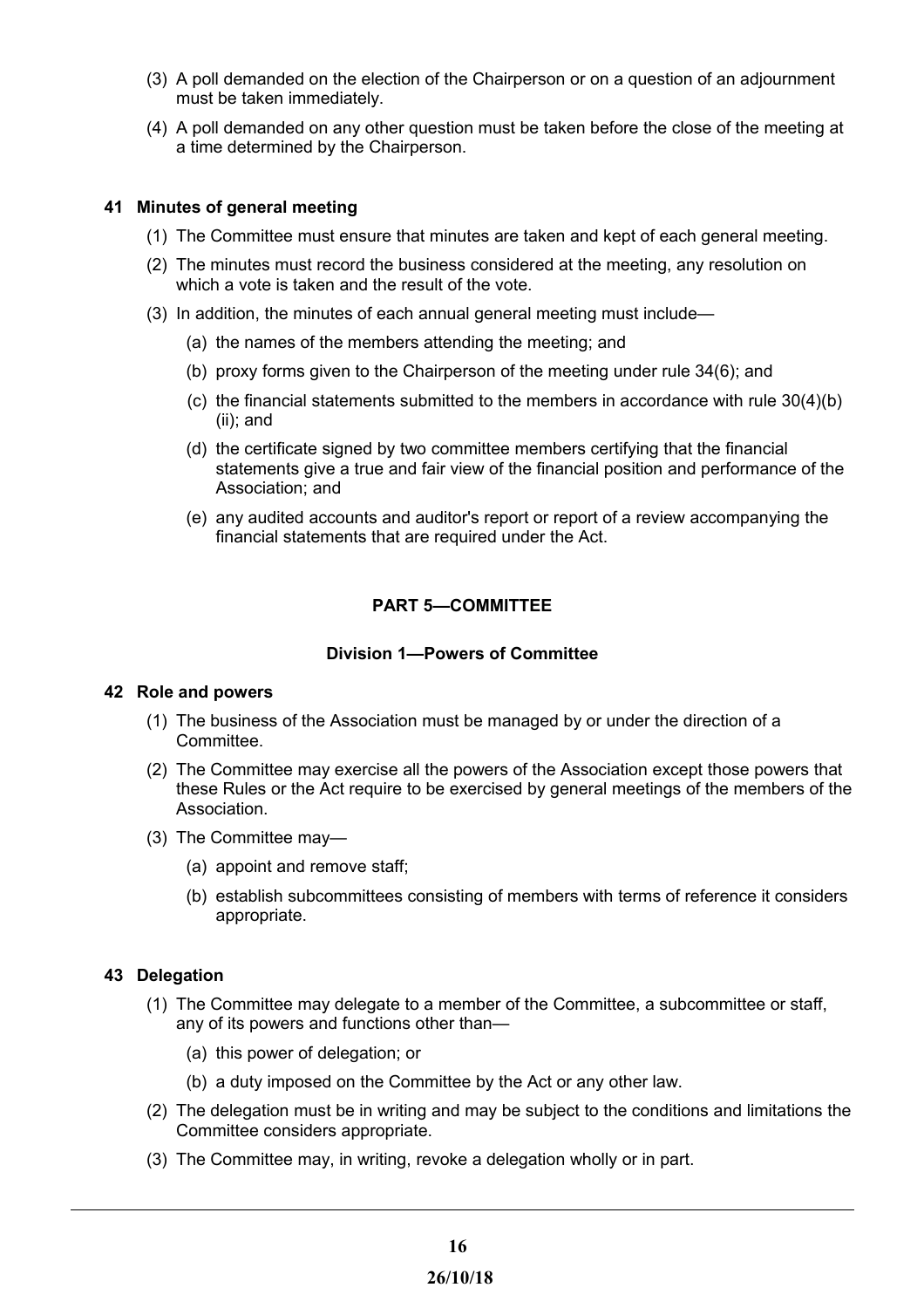(3) A poll demanded on the election of the Chairperson or on a question of an adjournment must be taken immediately.

(4) A poll demanded on any other question must be taken before the close of the meeting at a time determined by the Chairperson.

### 41 Minutes of general meeting

(1) The Committee must ensure that minutes are taken and kept of each general meeting.

(2) The minutes must record the business considered at the meeting, any resolution on which a vote is taken and the result of the vote.

(3) In addition, the minutes of each annual general meeting must include—

(a) the names of the members attending the meeting; and

(b) proxy forms given to the Chairperson of the meeting under rule 34(6); and

(c) the financial statements submitted to the members in accordance with rule 30(4)(b)(ii); and

(d) the certificate signed by two committee members certifying that the financial statements give a true and fair view of the financial position and performance of the Association; and

(e) any audited accounts and auditor's report or report of a review accompanying the financial statements that are required under the Act.

## PART 5—COMMITTEE

### Division 1—Powers of Committee

### 42 Role and powers

(1) The business of the Association must be managed by or under the direction of a Committee.

(2) The Committee may exercise all the powers of the Association except those powers that these Rules or the Act require to be exercised by general meetings of the members of the Association.

(3) The Committee may—

(a) appoint and remove staff;

(b) establish subcommittees consisting of members with terms of reference it considers appropriate.

### 43 Delegation

(1) The Committee may delegate to a member of the Committee, a subcommittee or staff, any of its powers and functions other than—

(a) this power of delegation; or

(b) a duty imposed on the Committee by the Act or any other law.

(2) The delegation must be in writing and may be subject to the conditions and limitations the Committee considers appropriate.

(3) The Committee may, in writing, revoke a delegation wholly or in part.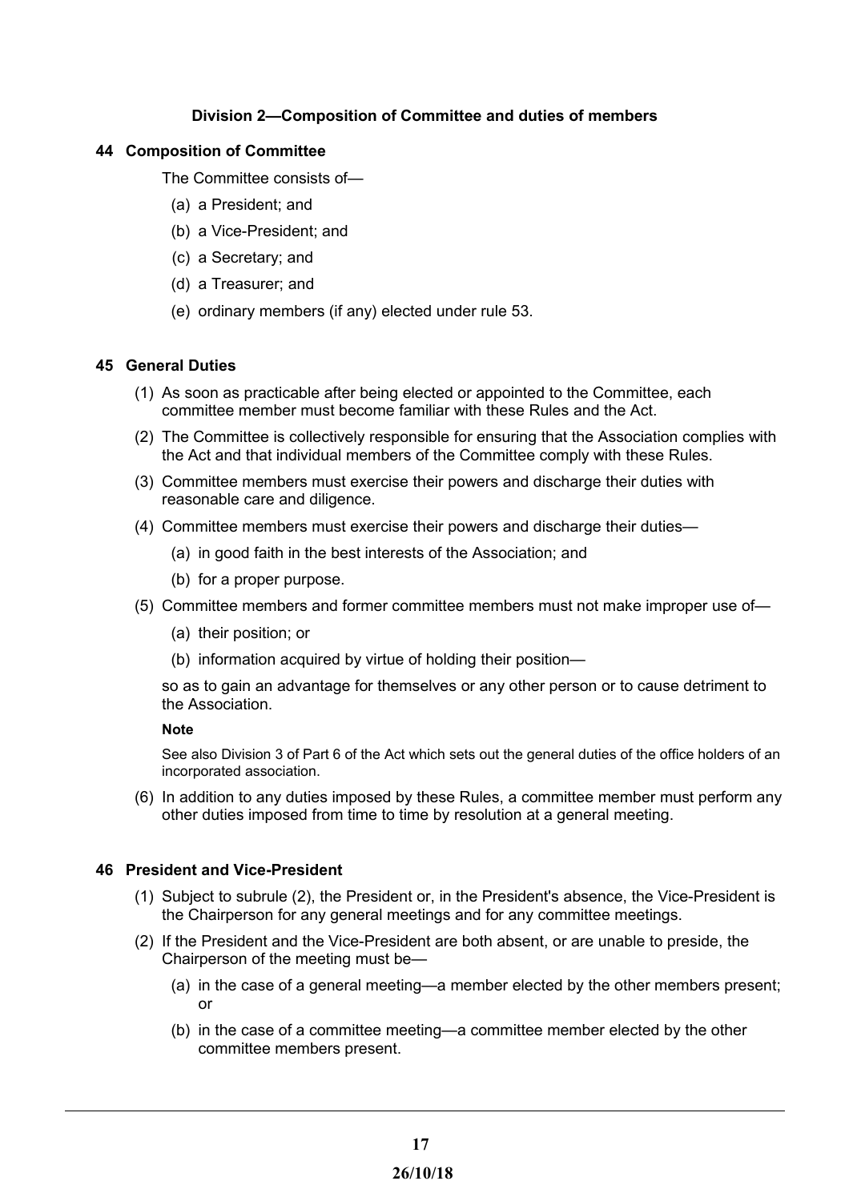## Division 2—Composition of Committee and duties of members

### 44 Composition of Committee

The Committee consists of—

(a) a President; and

(b) a Vice-President; and

(c) a Secretary; and

(d) a Treasurer; and

(e) ordinary members (if any) elected under rule 53.

### 45 General Duties

(1) As soon as practicable after being elected or appointed to the Committee, each committee member must become familiar with these Rules and the Act.

(2) The Committee is collectively responsible for ensuring that the Association complies with the Act and that individual members of the Committee comply with these Rules.

(3) Committee members must exercise their powers and discharge their duties with reasonable care and diligence.

(4) Committee members must exercise their powers and discharge their duties—

(a) in good faith in the best interests of the Association; and

(b) for a proper purpose.

(5) Committee members and former committee members must not make improper use of—

(a) their position; or

(b) information acquired by virtue of holding their position—

so as to gain an advantage for themselves or any other person or to cause detriment to the Association.

**Note**

See also Division 3 of Part 6 of the Act which sets out the general duties of the office holders of an incorporated association.

(6) In addition to any duties imposed by these Rules, a committee member must perform any other duties imposed from time to time by resolution at a general meeting.

### 46 President and Vice-President

(1) Subject to subrule (2), the President or, in the President's absence, the Vice-President is the Chairperson for any general meetings and for any committee meetings.

(2) If the President and the Vice-President are both absent, or are unable to preside, the Chairperson of the meeting must be—

(a) in the case of a general meeting—a member elected by the other members present; or

(b) in the case of a committee meeting—a committee member elected by the other committee members present.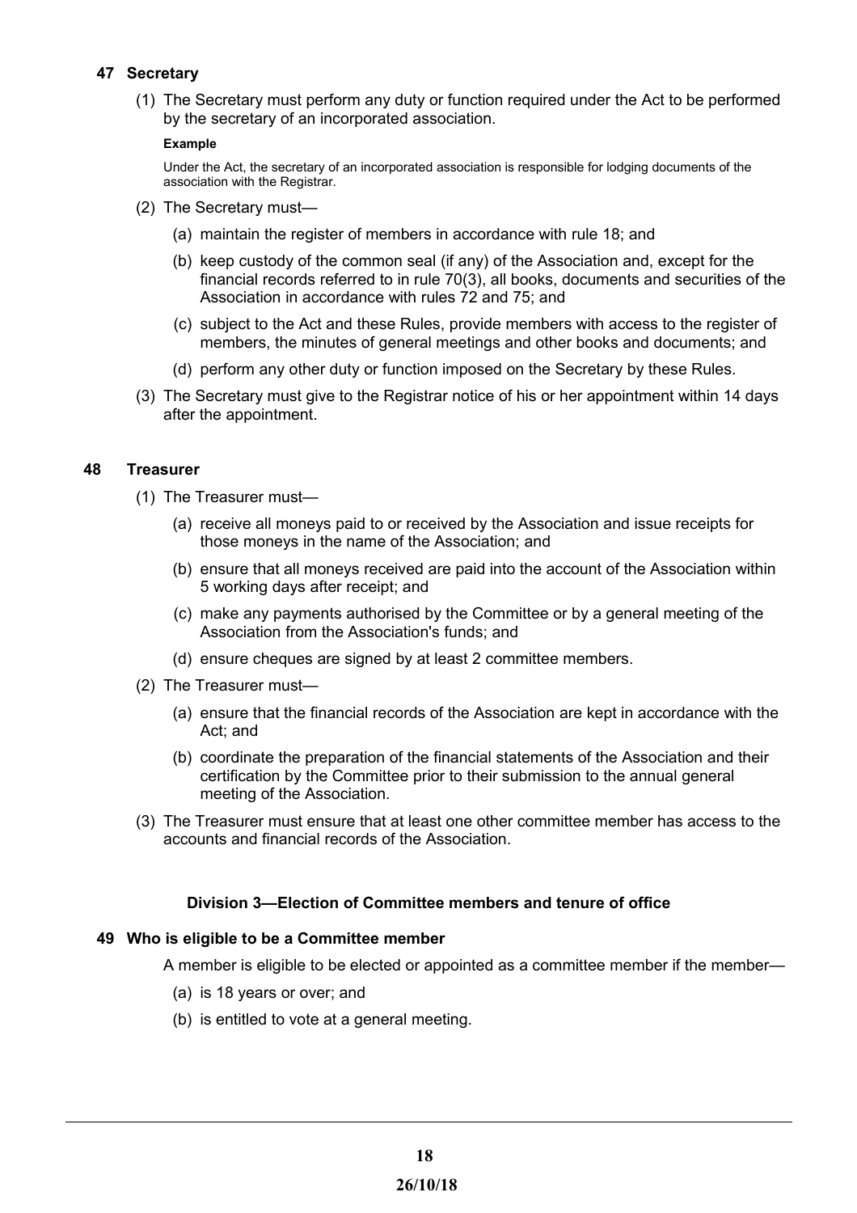### 47 Secretary

(1) The Secretary must perform any duty or function required under the Act to be performed by the secretary of an incorporated association.

**Example**

Under the Act, the secretary of an incorporated association is responsible for lodging documents of the association with the Registrar.

(2) The Secretary must—

(a) maintain the register of members in accordance with rule 18; and

(b) keep custody of the common seal (if any) of the Association and, except for the financial records referred to in rule 70(3), all books, documents and securities of the Association in accordance with rules 72 and 75; and

(c) subject to the Act and these Rules, provide members with access to the register of members, the minutes of general meetings and other books and documents; and

(d) perform any other duty or function imposed on the Secretary by these Rules.

(3) The Secretary must give to the Registrar notice of his or her appointment within 14 days after the appointment.

### 48 Treasurer

(1) The Treasurer must—

(a) receive all moneys paid to or received by the Association and issue receipts for those moneys in the name of the Association; and

(b) ensure that all moneys received are paid into the account of the Association within 5 working days after receipt; and

(c) make any payments authorised by the Committee or by a general meeting of the Association from the Association's funds; and

(d) ensure cheques are signed by at least 2 committee members.

(2) The Treasurer must—

(a) ensure that the financial records of the Association are kept in accordance with the Act; and

(b) coordinate the preparation of the financial statements of the Association and their certification by the Committee prior to their submission to the annual general meeting of the Association.

(3) The Treasurer must ensure that at least one other committee member has access to the accounts and financial records of the Association.

## Division 3—Election of Committee members and tenure of office

### 49 Who is eligible to be a Committee member

A member is eligible to be elected or appointed as a committee member if the member—

(a) is 18 years or over; and

(b) is entitled to vote at a general meeting.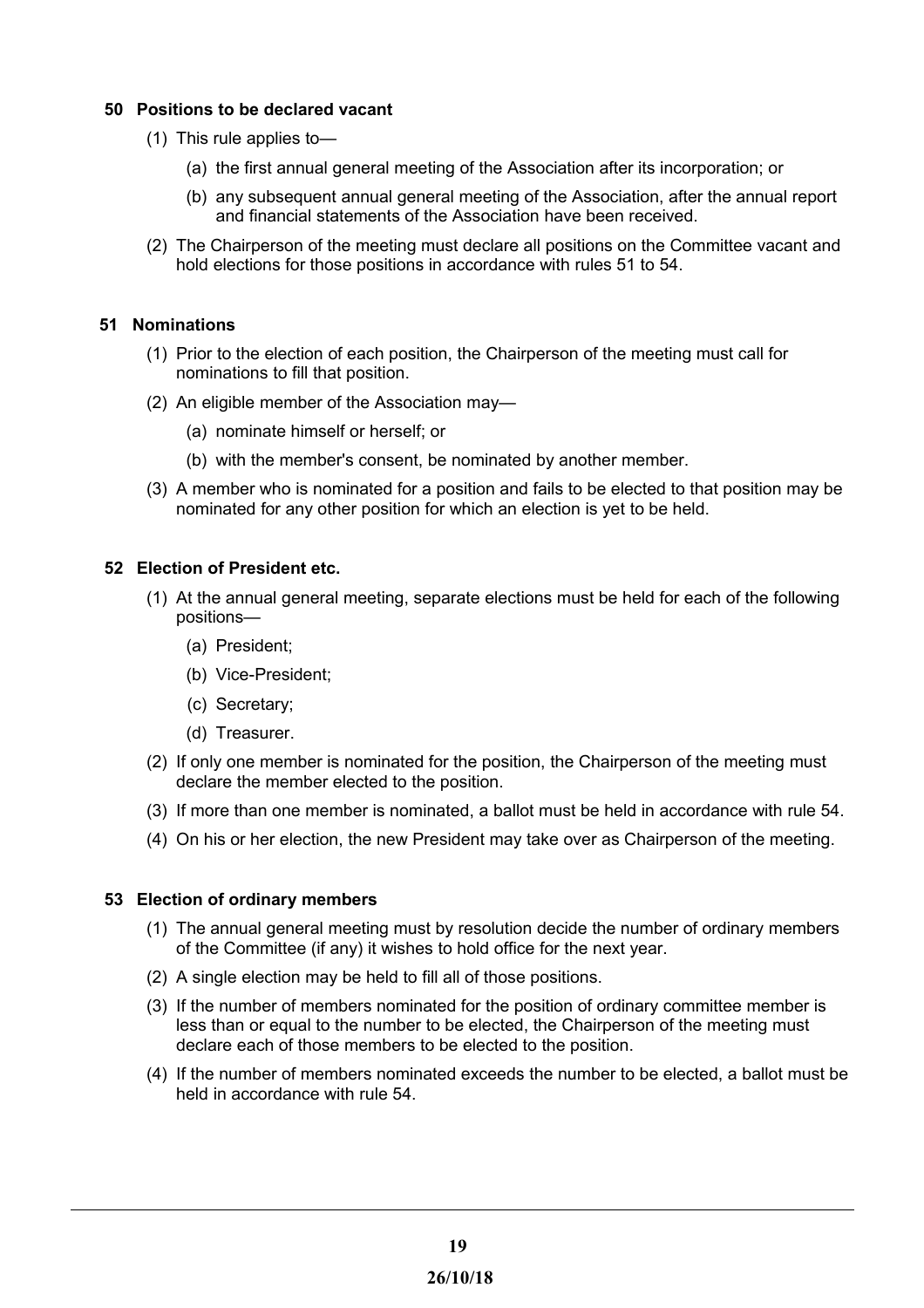### 50 Positions to be declared vacant

(1) This rule applies to—

(a) the first annual general meeting of the Association after its incorporation; or

(b) any subsequent annual general meeting of the Association, after the annual report and financial statements of the Association have been received.

(2) The Chairperson of the meeting must declare all positions on the Committee vacant and hold elections for those positions in accordance with rules 51 to 54.

### 51 Nominations

(1) Prior to the election of each position, the Chairperson of the meeting must call for nominations to fill that position.

(2) An eligible member of the Association may—

(a) nominate himself or herself; or

(b) with the member's consent, be nominated by another member.

(3) A member who is nominated for a position and fails to be elected to that position may be nominated for any other position for which an election is yet to be held.

### 52 Election of President etc.

(1) At the annual general meeting, separate elections must be held for each of the following positions—

(a) President;

(b) Vice-President;

(c) Secretary;

(d) Treasurer.

(2) If only one member is nominated for the position, the Chairperson of the meeting must declare the member elected to the position.

(3) If more than one member is nominated, a ballot must be held in accordance with rule 54.

(4) On his or her election, the new President may take over as Chairperson of the meeting.

### 53 Election of ordinary members

(1) The annual general meeting must by resolution decide the number of ordinary members of the Committee (if any) it wishes to hold office for the next year.

(2) A single election may be held to fill all of those positions.

(3) If the number of members nominated for the position of ordinary committee member is less than or equal to the number to be elected, the Chairperson of the meeting must declare each of those members to be elected to the position.

(4) If the number of members nominated exceeds the number to be elected, a ballot must be held in accordance with rule 54.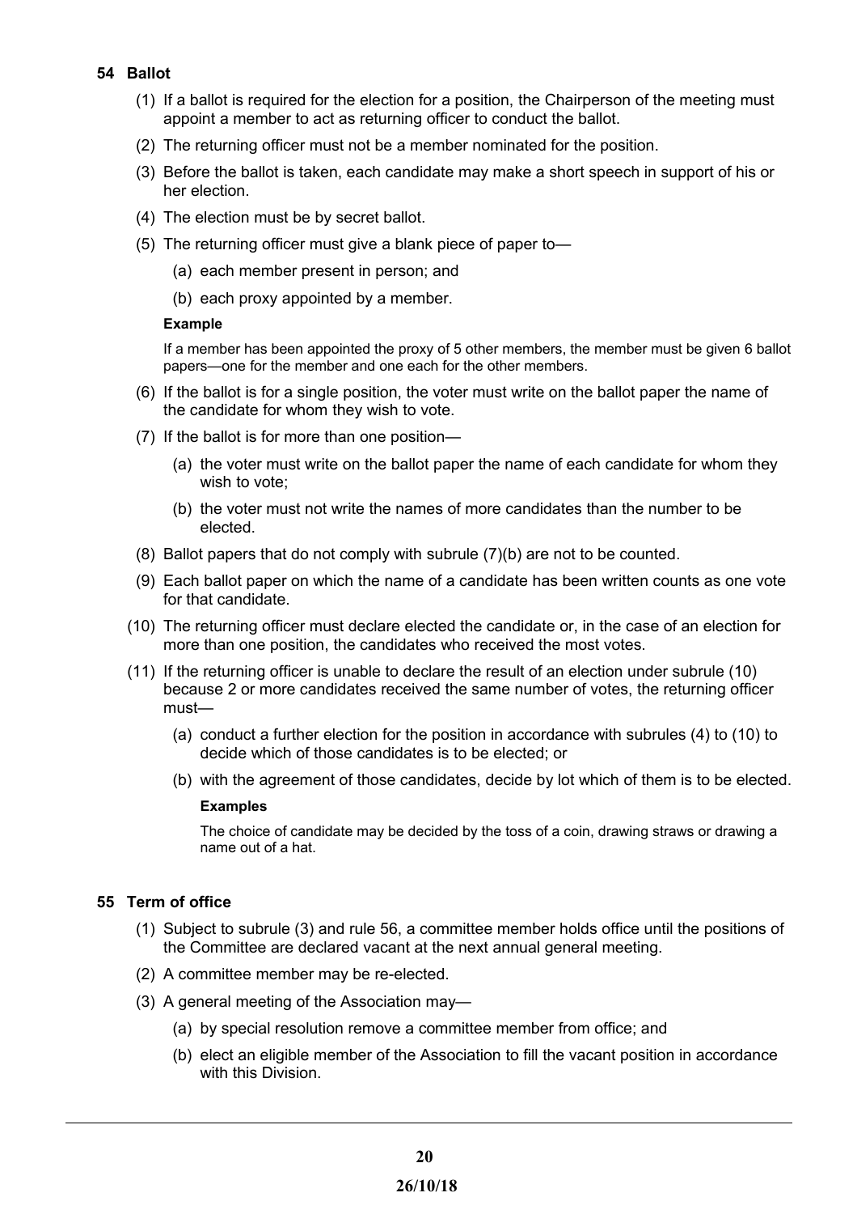### 54 Ballot

(1) If a ballot is required for the election for a position, the Chairperson of the meeting must appoint a member to act as returning officer to conduct the ballot.

(2) The returning officer must not be a member nominated for the position.

(3) Before the ballot is taken, each candidate may make a short speech in support of his or her election.

(4) The election must be by secret ballot.

(5) The returning officer must give a blank piece of paper to—

(a) each member present in person; and

(b) each proxy appointed by a member.

**Example**

If a member has been appointed the proxy of 5 other members, the member must be given 6 ballot papers—one for the member and one each for the other members.

(6) If the ballot is for a single position, the voter must write on the ballot paper the name of the candidate for whom they wish to vote.

(7) If the ballot is for more than one position—

(a) the voter must write on the ballot paper the name of each candidate for whom they wish to vote;

(b) the voter must not write the names of more candidates than the number to be elected.

(8) Ballot papers that do not comply with subrule (7)(b) are not to be counted.

(9) Each ballot paper on which the name of a candidate has been written counts as one vote for that candidate.

(10) The returning officer must declare elected the candidate or, in the case of an election for more than one position, the candidates who received the most votes.

(11) If the returning officer is unable to declare the result of an election under subrule (10) because 2 or more candidates received the same number of votes, the returning officer must—

(a) conduct a further election for the position in accordance with subrules (4) to (10) to decide which of those candidates is to be elected; or

(b) with the agreement of those candidates, decide by lot which of them is to be elected.

**Examples**

The choice of candidate may be decided by the toss of a coin, drawing straws or drawing a name out of a hat.

### 55 Term of office

(1) Subject to subrule (3) and rule 56, a committee member holds office until the positions of the Committee are declared vacant at the next annual general meeting.

(2) A committee member may be re-elected.

(3) A general meeting of the Association may—

(a) by special resolution remove a committee member from office; and

(b) elect an eligible member of the Association to fill the vacant position in accordance with this Division.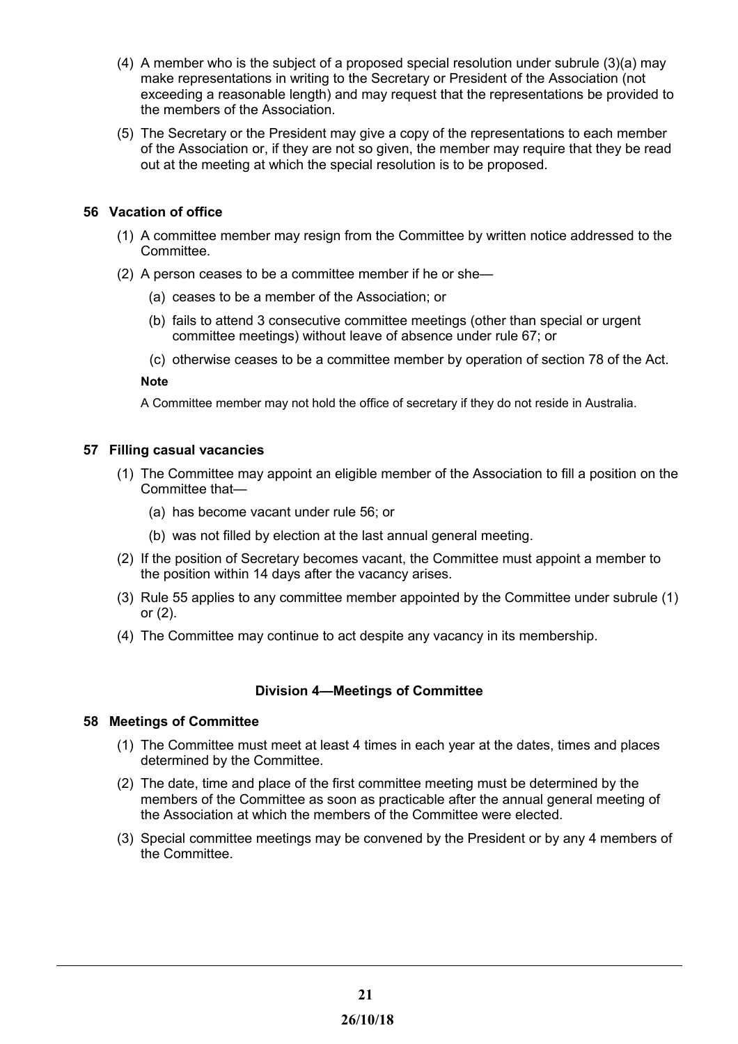(4) A member who is the subject of a proposed special resolution under subrule (3)(a) may make representations in writing to the Secretary or President of the Association (not exceeding a reasonable length) and may request that the representations be provided to the members of the Association.

(5) The Secretary or the President may give a copy of the representations to each member of the Association or, if they are not so given, the member may require that they be read out at the meeting at which the special resolution is to be proposed.

### 56 Vacation of office

(1) A committee member may resign from the Committee by written notice addressed to the Committee.

(2) A person ceases to be a committee member if he or she—

(a) ceases to be a member of the Association; or

(b) fails to attend 3 consecutive committee meetings (other than special or urgent committee meetings) without leave of absence under rule 67; or

(c) otherwise ceases to be a committee member by operation of section 78 of the Act.

**Note**

A Committee member may not hold the office of secretary if they do not reside in Australia.

### 57 Filling casual vacancies

(1) The Committee may appoint an eligible member of the Association to fill a position on the Committee that—

(a) has become vacant under rule 56; or

(b) was not filled by election at the last annual general meeting.

(2) If the position of Secretary becomes vacant, the Committee must appoint a member to the position within 14 days after the vacancy arises.

(3) Rule 55 applies to any committee member appointed by the Committee under subrule (1) or (2).

(4) The Committee may continue to act despite any vacancy in its membership.

## Division 4—Meetings of Committee

### 58 Meetings of Committee

(1) The Committee must meet at least 4 times in each year at the dates, times and places determined by the Committee.

(2) The date, time and place of the first committee meeting must be determined by the members of the Committee as soon as practicable after the annual general meeting of the Association at which the members of the Committee were elected.

(3) Special committee meetings may be convened by the President or by any 4 members of the Committee.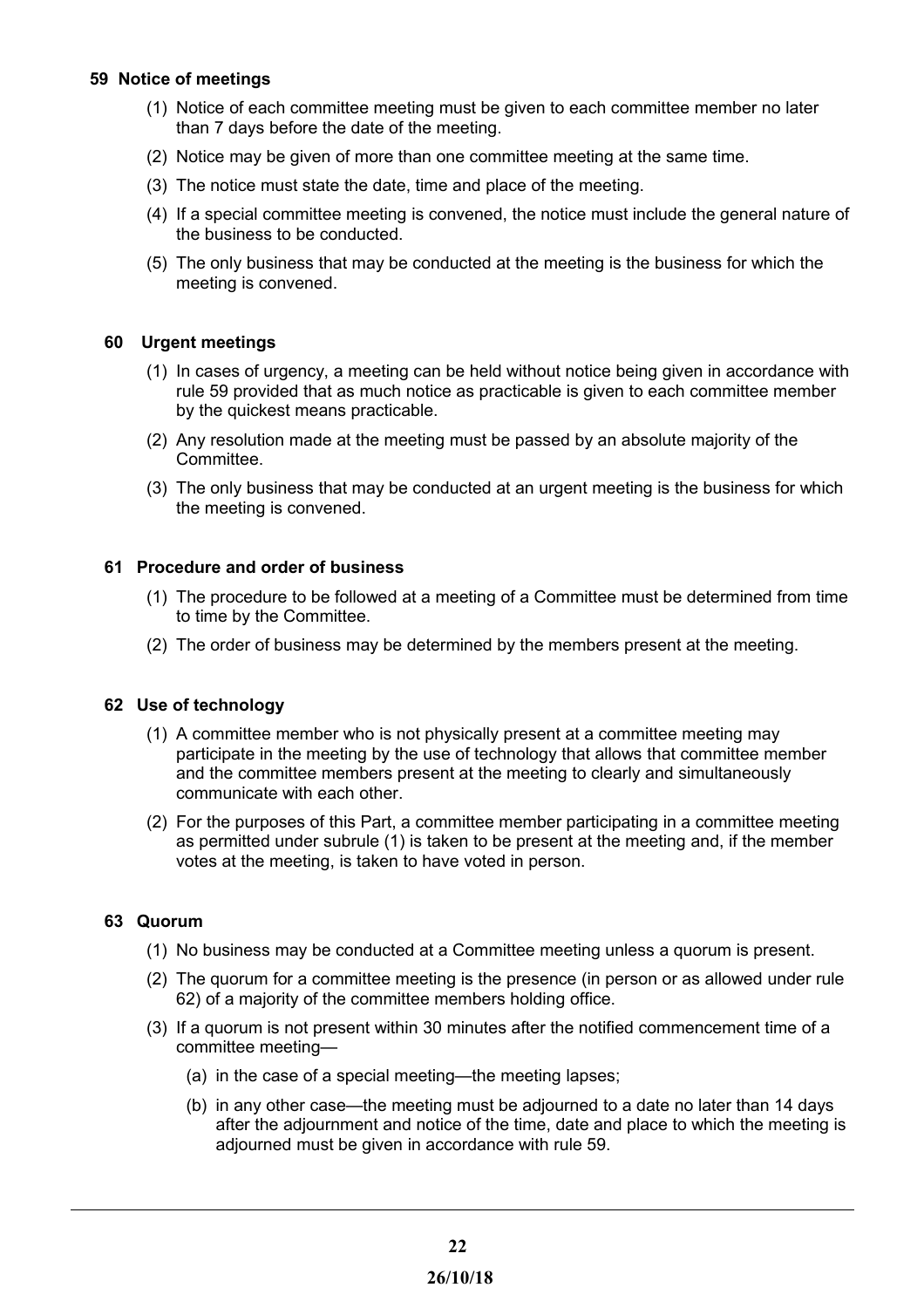### 59 Notice of meetings

(1) Notice of each committee meeting must be given to each committee member no later than 7 days before the date of the meeting.

(2) Notice may be given of more than one committee meeting at the same time.

(3) The notice must state the date, time and place of the meeting.

(4) If a special committee meeting is convened, the notice must include the general nature of the business to be conducted.

(5) The only business that may be conducted at the meeting is the business for which the meeting is convened.

### 60 Urgent meetings

(1) In cases of urgency, a meeting can be held without notice being given in accordance with rule 59 provided that as much notice as practicable is given to each committee member by the quickest means practicable.

(2) Any resolution made at the meeting must be passed by an absolute majority of the Committee.

(3) The only business that may be conducted at an urgent meeting is the business for which the meeting is convened.

### 61 Procedure and order of business

(1) The procedure to be followed at a meeting of a Committee must be determined from time to time by the Committee.

(2) The order of business may be determined by the members present at the meeting.

### 62 Use of technology

(1) A committee member who is not physically present at a committee meeting may participate in the meeting by the use of technology that allows that committee member and the committee members present at the meeting to clearly and simultaneously communicate with each other.

(2) For the purposes of this Part, a committee member participating in a committee meeting as permitted under subrule (1) is taken to be present at the meeting and, if the member votes at the meeting, is taken to have voted in person.

### 63 Quorum

(1) No business may be conducted at a Committee meeting unless a quorum is present.

(2) The quorum for a committee meeting is the presence (in person or as allowed under rule 62) of a majority of the committee members holding office.

(3) If a quorum is not present within 30 minutes after the notified commencement time of a committee meeting—

(a) in the case of a special meeting—the meeting lapses;

(b) in any other case—the meeting must be adjourned to a date no later than 14 days after the adjournment and notice of the time, date and place to which the meeting is adjourned must be given in accordance with rule 59.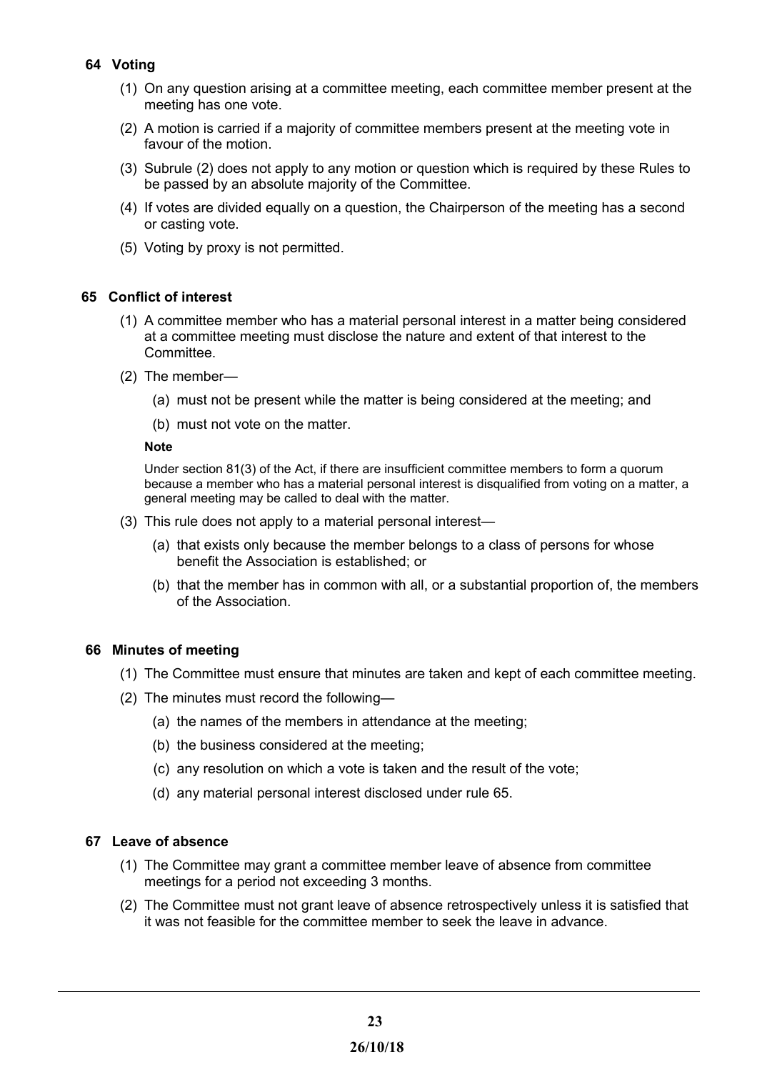### 64 Voting

(1) On any question arising at a committee meeting, each committee member present at the meeting has one vote.

(2) A motion is carried if a majority of committee members present at the meeting vote in favour of the motion.

(3) Subrule (2) does not apply to any motion or question which is required by these Rules to be passed by an absolute majority of the Committee.

(4) If votes are divided equally on a question, the Chairperson of the meeting has a second or casting vote.

(5) Voting by proxy is not permitted.

### 65 Conflict of interest

(1) A committee member who has a material personal interest in a matter being considered at a committee meeting must disclose the nature and extent of that interest to the Committee.

(2) The member—

(a) must not be present while the matter is being considered at the meeting; and

(b) must not vote on the matter.

**Note**

Under section 81(3) of the Act, if there are insufficient committee members to form a quorum because a member who has a material personal interest is disqualified from voting on a matter, a general meeting may be called to deal with the matter.

(3) This rule does not apply to a material personal interest—

(a) that exists only because the member belongs to a class of persons for whose benefit the Association is established; or

(b) that the member has in common with all, or a substantial proportion of, the members of the Association.

### 66 Minutes of meeting

(1) The Committee must ensure that minutes are taken and kept of each committee meeting.

(2) The minutes must record the following—

(a) the names of the members in attendance at the meeting;

(b) the business considered at the meeting;

(c) any resolution on which a vote is taken and the result of the vote;

(d) any material personal interest disclosed under rule 65.

### 67 Leave of absence

(1) The Committee may grant a committee member leave of absence from committee meetings for a period not exceeding 3 months.

(2) The Committee must not grant leave of absence retrospectively unless it is satisfied that it was not feasible for the committee member to seek the leave in advance.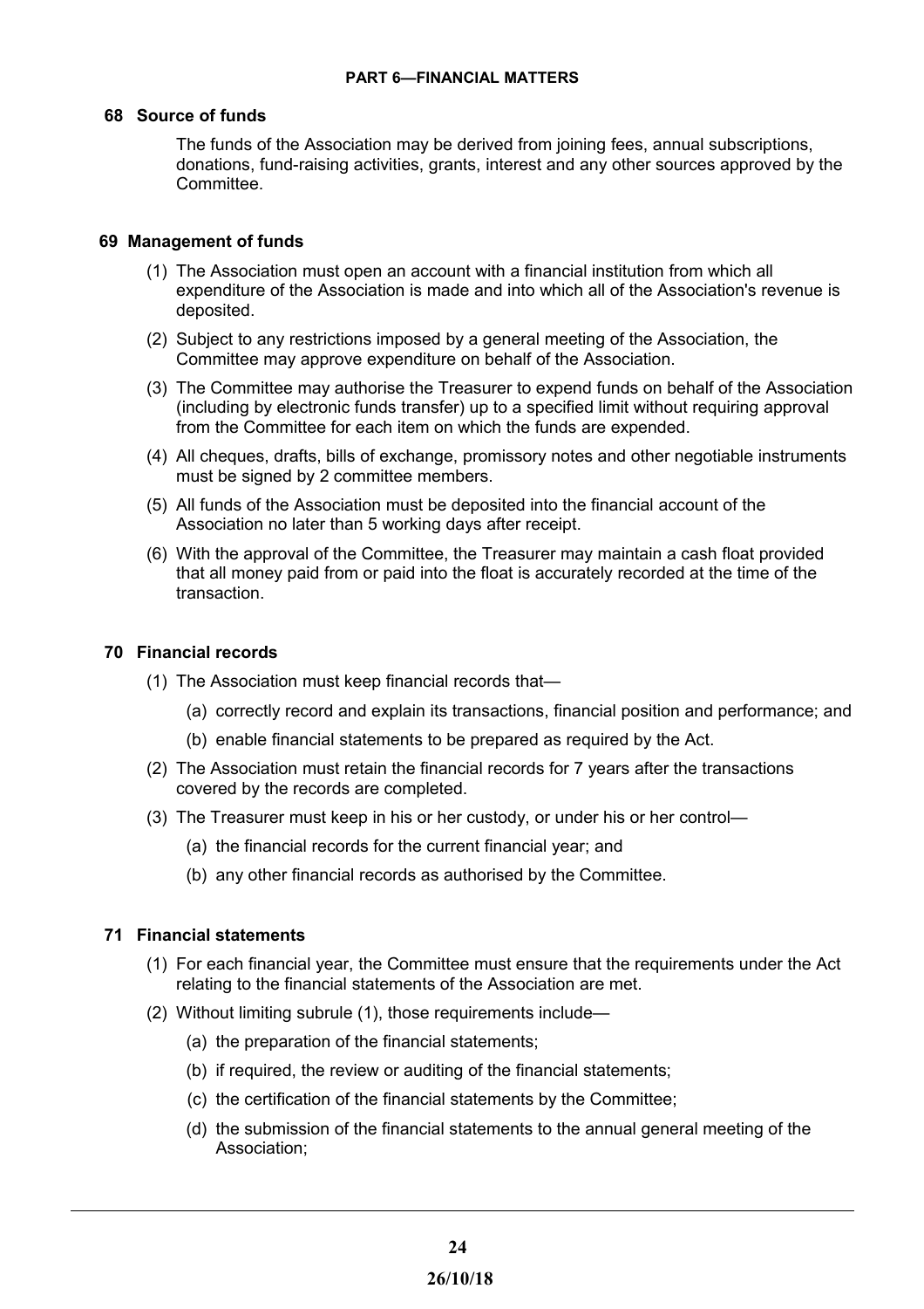## PART 6—FINANCIAL MATTERS

### 68 Source of funds

The funds of the Association may be derived from joining fees, annual subscriptions, donations, fund-raising activities, grants, interest and any other sources approved by the Committee.

### 69 Management of funds

(1) The Association must open an account with a financial institution from which all expenditure of the Association is made and into which all of the Association's revenue is deposited.

(2) Subject to any restrictions imposed by a general meeting of the Association, the Committee may approve expenditure on behalf of the Association.

(3) The Committee may authorise the Treasurer to expend funds on behalf of the Association (including by electronic funds transfer) up to a specified limit without requiring approval from the Committee for each item on which the funds are expended.

(4) All cheques, drafts, bills of exchange, promissory notes and other negotiable instruments must be signed by 2 committee members.

(5) All funds of the Association must be deposited into the financial account of the Association no later than 5 working days after receipt.

(6) With the approval of the Committee, the Treasurer may maintain a cash float provided that all money paid from or paid into the float is accurately recorded at the time of the transaction.

### 70 Financial records

(1) The Association must keep financial records that—

(a) correctly record and explain its transactions, financial position and performance; and

(b) enable financial statements to be prepared as required by the Act.

(2) The Association must retain the financial records for 7 years after the transactions covered by the records are completed.

(3) The Treasurer must keep in his or her custody, or under his or her control—

(a) the financial records for the current financial year; and

(b) any other financial records as authorised by the Committee.

### 71 Financial statements

(1) For each financial year, the Committee must ensure that the requirements under the Act relating to the financial statements of the Association are met.

(2) Without limiting subrule (1), those requirements include—

(a) the preparation of the financial statements;

(b) if required, the review or auditing of the financial statements;

(c) the certification of the financial statements by the Committee;

(d) the submission of the financial statements to the annual general meeting of the Association;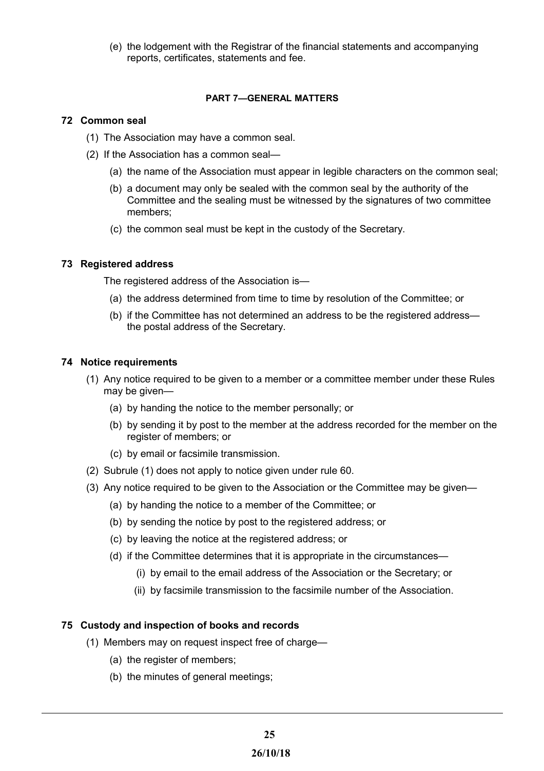(e) the lodgement with the Registrar of the financial statements and accompanying reports, certificates, statements and fee.

## PART 7—GENERAL MATTERS

### 72 Common seal

(1) The Association may have a common seal.

(2) If the Association has a common seal—

(a) the name of the Association must appear in legible characters on the common seal;

(b) a document may only be sealed with the common seal by the authority of the Committee and the sealing must be witnessed by the signatures of two committee members;

(c) the common seal must be kept in the custody of the Secretary.

### 73 Registered address

The registered address of the Association is—

(a) the address determined from time to time by resolution of the Committee; or

(b) if the Committee has not determined an address to be the registered address—the postal address of the Secretary.

### 74 Notice requirements

(1) Any notice required to be given to a member or a committee member under these Rules may be given—

(a) by handing the notice to the member personally; or

(b) by sending it by post to the member at the address recorded for the member on the register of members; or

(c) by email or facsimile transmission.

(2) Subrule (1) does not apply to notice given under rule 60.

(3) Any notice required to be given to the Association or the Committee may be given—

(a) by handing the notice to a member of the Committee; or

(b) by sending the notice by post to the registered address; or

(c) by leaving the notice at the registered address; or

(d) if the Committee determines that it is appropriate in the circumstances—

(i) by email to the email address of the Association or the Secretary; or

(ii) by facsimile transmission to the facsimile number of the Association.

### 75 Custody and inspection of books and records

(1) Members may on request inspect free of charge—

(a) the register of members;

(b) the minutes of general meetings;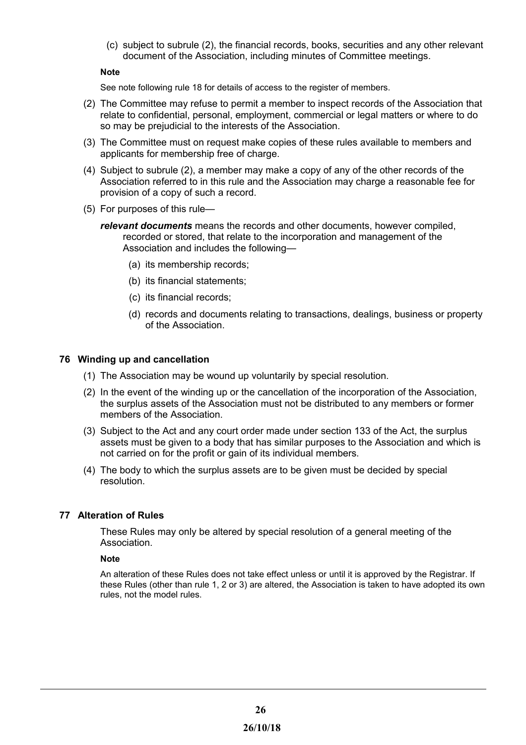(c) subject to subrule (2), the financial records, books, securities and any other relevant document of the Association, including minutes of Committee meetings.

**Note**

See note following rule 18 for details of access to the register of members.

(2) The Committee may refuse to permit a member to inspect records of the Association that relate to confidential, personal, employment, commercial or legal matters or where to do so may be prejudicial to the interests of the Association.

(3) The Committee must on request make copies of these rules available to members and applicants for membership free of charge.

(4) Subject to subrule (2), a member may make a copy of any of the other records of the Association referred to in this rule and the Association may charge a reasonable fee for provision of a copy of such a record.

(5) For purposes of this rule—

***relevant documents*** means the records and other documents, however compiled, recorded or stored, that relate to the incorporation and management of the Association and includes the following—

(a) its membership records;

(b) its financial statements;

(c) its financial records;

(d) records and documents relating to transactions, dealings, business or property of the Association.

### 76 Winding up and cancellation

(1) The Association may be wound up voluntarily by special resolution.

(2) In the event of the winding up or the cancellation of the incorporation of the Association, the surplus assets of the Association must not be distributed to any members or former members of the Association.

(3) Subject to the Act and any court order made under section 133 of the Act, the surplus assets must be given to a body that has similar purposes to the Association and which is not carried on for the profit or gain of its individual members.

(4) The body to which the surplus assets are to be given must be decided by special resolution.

### 77 Alteration of Rules

These Rules may only be altered by special resolution of a general meeting of the Association.

**Note**

An alteration of these Rules does not take effect unless or until it is approved by the Registrar. If these Rules (other than rule 1, 2 or 3) are altered, the Association is taken to have adopted its own rules, not the model rules.

26/10/18